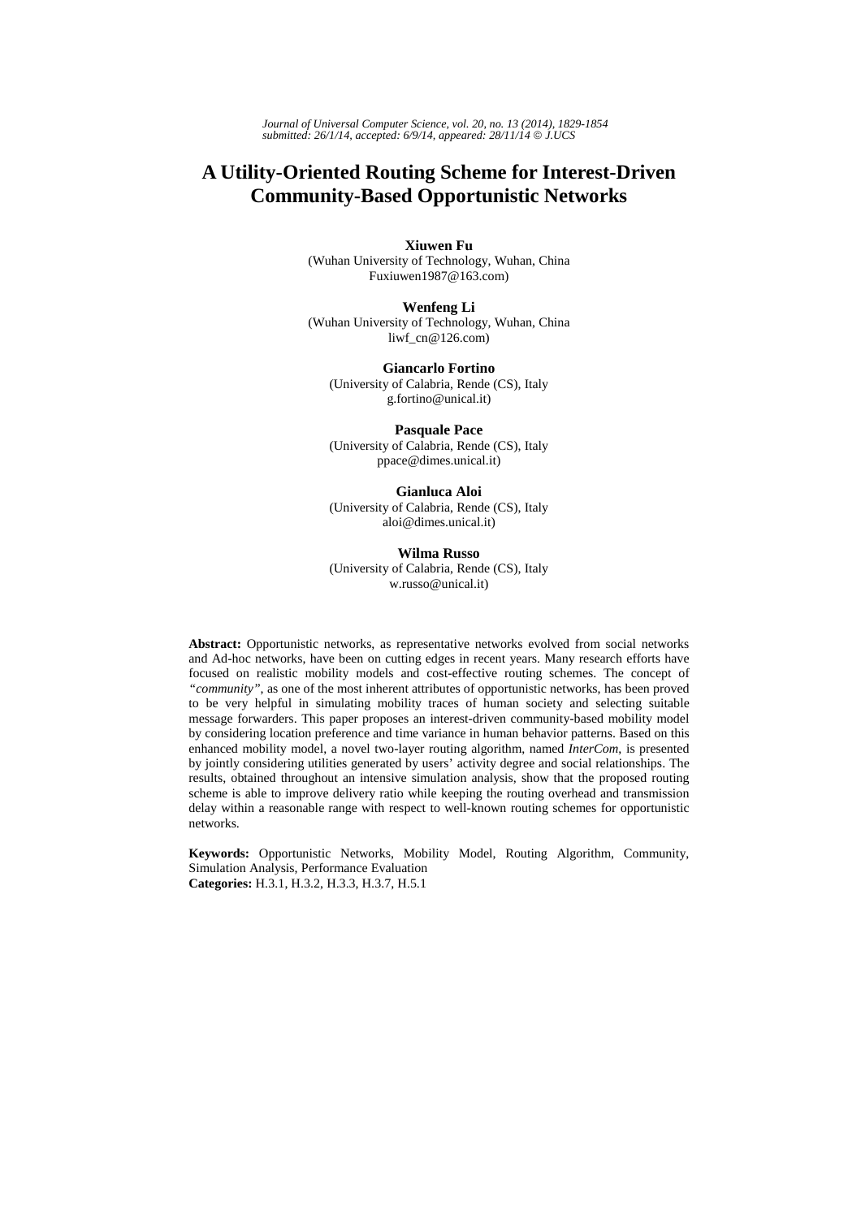*Journal of Universal Computer Science, vol. 20, no. 13 (2014), 1829-1854*
*submitted: 26/1/14, accepted: 6/9/14, appeared: 28/11/14 © J.UCS*

# A Utility-Oriented Routing Scheme for Interest-Driven Community-Based Opportunistic Networks

**Xiuwen Fu**
(Wuhan University of Technology, Wuhan, China
Fuxiuwen1987@163.com)

**Wenfeng Li**
(Wuhan University of Technology, Wuhan, China
liwf_cn@126.com)

**Giancarlo Fortino**
(University of Calabria, Rende (CS), Italy
g.fortino@unical.it)

**Pasquale Pace**
(University of Calabria, Rende (CS), Italy
ppace@dimes.unical.it)

**Gianluca Aloi**
(University of Calabria, Rende (CS), Italy
aloi@dimes.unical.it)

**Wilma Russo**
(University of Calabria, Rende (CS), Italy
w.russo@unical.it)

**Abstract:** Opportunistic networks, as representative networks evolved from social networks and Ad-hoc networks, have been on cutting edges in recent years. Many research efforts have focused on realistic mobility models and cost-effective routing schemes. The concept of *"community"*, as one of the most inherent attributes of opportunistic networks, has been proved to be very helpful in simulating mobility traces of human society and selecting suitable message forwarders. This paper proposes an interest-driven community-based mobility model by considering location preference and time variance in human behavior patterns. Based on this enhanced mobility model, a novel two-layer routing algorithm, named *InterCom*, is presented by jointly considering utilities generated by users' activity degree and social relationships. The results, obtained throughout an intensive simulation analysis, show that the proposed routing scheme is able to improve delivery ratio while keeping the routing overhead and transmission delay within a reasonable range with respect to well-known routing schemes for opportunistic networks.

**Keywords:** Opportunistic Networks, Mobility Model, Routing Algorithm, Community, Simulation Analysis, Performance Evaluation
**Categories:** H.3.1, H.3.2, H.3.3, H.3.7, H.5.1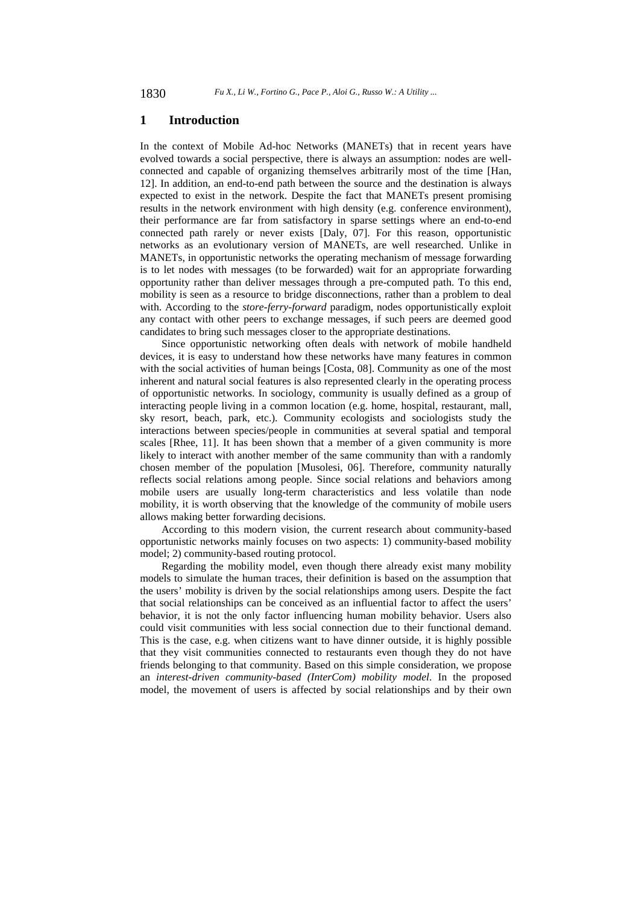## 1 Introduction

In the context of Mobile Ad-hoc Networks (MANETs) that in recent years have evolved towards a social perspective, there is always an assumption: nodes are well-connected and capable of organizing themselves arbitrarily most of the time [Han, 12]. In addition, an end-to-end path between the source and the destination is always expected to exist in the network. Despite the fact that MANETs present promising results in the network environment with high density (e.g. conference environment), their performance are far from satisfactory in sparse settings where an end-to-end connected path rarely or never exists [Daly, 07]. For this reason, opportunistic networks as an evolutionary version of MANETs, are well researched. Unlike in MANETs, in opportunistic networks the operating mechanism of message forwarding is to let nodes with messages (to be forwarded) wait for an appropriate forwarding opportunity rather than deliver messages through a pre-computed path. To this end, mobility is seen as a resource to bridge disconnections, rather than a problem to deal with. According to the *store-ferry-forward* paradigm, nodes opportunistically exploit any contact with other peers to exchange messages, if such peers are deemed good candidates to bring such messages closer to the appropriate destinations.

Since opportunistic networking often deals with network of mobile handheld devices, it is easy to understand how these networks have many features in common with the social activities of human beings [Costa, 08]. Community as one of the most inherent and natural social features is also represented clearly in the operating process of opportunistic networks. In sociology, community is usually defined as a group of interacting people living in a common location (e.g. home, hospital, restaurant, mall, sky resort, beach, park, etc.). Community ecologists and sociologists study the interactions between species/people in communities at several spatial and temporal scales [Rhee, 11]. It has been shown that a member of a given community is more likely to interact with another member of the same community than with a randomly chosen member of the population [Musolesi, 06]. Therefore, community naturally reflects social relations among people. Since social relations and behaviors among mobile users are usually long-term characteristics and less volatile than node mobility, it is worth observing that the knowledge of the community of mobile users allows making better forwarding decisions.

According to this modern vision, the current research about community-based opportunistic networks mainly focuses on two aspects: 1) community-based mobility model; 2) community-based routing protocol.

Regarding the mobility model, even though there already exist many mobility models to simulate the human traces, their definition is based on the assumption that the users' mobility is driven by the social relationships among users. Despite the fact that social relationships can be conceived as an influential factor to affect the users' behavior, it is not the only factor influencing human mobility behavior. Users also could visit communities with less social connection due to their functional demand. This is the case, e.g. when citizens want to have dinner outside, it is highly possible that they visit communities connected to restaurants even though they do not have friends belonging to that community. Based on this simple consideration, we propose an *interest-driven community-based (InterCom) mobility model*. In the proposed model, the movement of users is affected by social relationships and by their own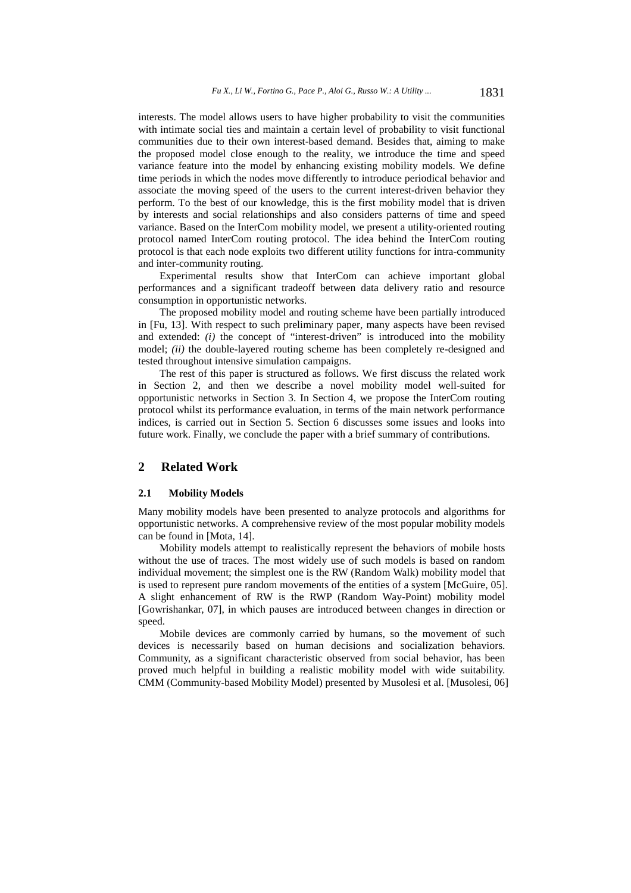interests. The model allows users to have higher probability to visit the communities with intimate social ties and maintain a certain level of probability to visit functional communities due to their own interest-based demand. Besides that, aiming to make the proposed model close enough to the reality, we introduce the time and speed variance feature into the model by enhancing existing mobility models. We define time periods in which the nodes move differently to introduce periodical behavior and associate the moving speed of the users to the current interest-driven behavior they perform. To the best of our knowledge, this is the first mobility model that is driven by interests and social relationships and also considers patterns of time and speed variance. Based on the InterCom mobility model, we present a utility-oriented routing protocol named InterCom routing protocol. The idea behind the InterCom routing protocol is that each node exploits two different utility functions for intra-community and inter-community routing.

Experimental results show that InterCom can achieve important global performances and a significant tradeoff between data delivery ratio and resource consumption in opportunistic networks.

The proposed mobility model and routing scheme have been partially introduced in [Fu, 13]. With respect to such preliminary paper, many aspects have been revised and extended: *(i)* the concept of "interest-driven" is introduced into the mobility model; *(ii)* the double-layered routing scheme has been completely re-designed and tested throughout intensive simulation campaigns.

The rest of this paper is structured as follows. We first discuss the related work in Section 2, and then we describe a novel mobility model well-suited for opportunistic networks in Section 3. In Section 4, we propose the InterCom routing protocol whilst its performance evaluation, in terms of the main network performance indices, is carried out in Section 5. Section 6 discusses some issues and looks into future work. Finally, we conclude the paper with a brief summary of contributions.

## 2 Related Work

### 2.1 Mobility Models

Many mobility models have been presented to analyze protocols and algorithms for opportunistic networks. A comprehensive review of the most popular mobility models can be found in [Mota, 14].

Mobility models attempt to realistically represent the behaviors of mobile hosts without the use of traces. The most widely use of such models is based on random individual movement; the simplest one is the RW (Random Walk) mobility model that is used to represent pure random movements of the entities of a system [McGuire, 05]. A slight enhancement of RW is the RWP (Random Way-Point) mobility model [Gowrishankar, 07], in which pauses are introduced between changes in direction or speed.

Mobile devices are commonly carried by humans, so the movement of such devices is necessarily based on human decisions and socialization behaviors. Community, as a significant characteristic observed from social behavior, has been proved much helpful in building a realistic mobility model with wide suitability. CMM (Community-based Mobility Model) presented by Musolesi et al. [Musolesi, 06]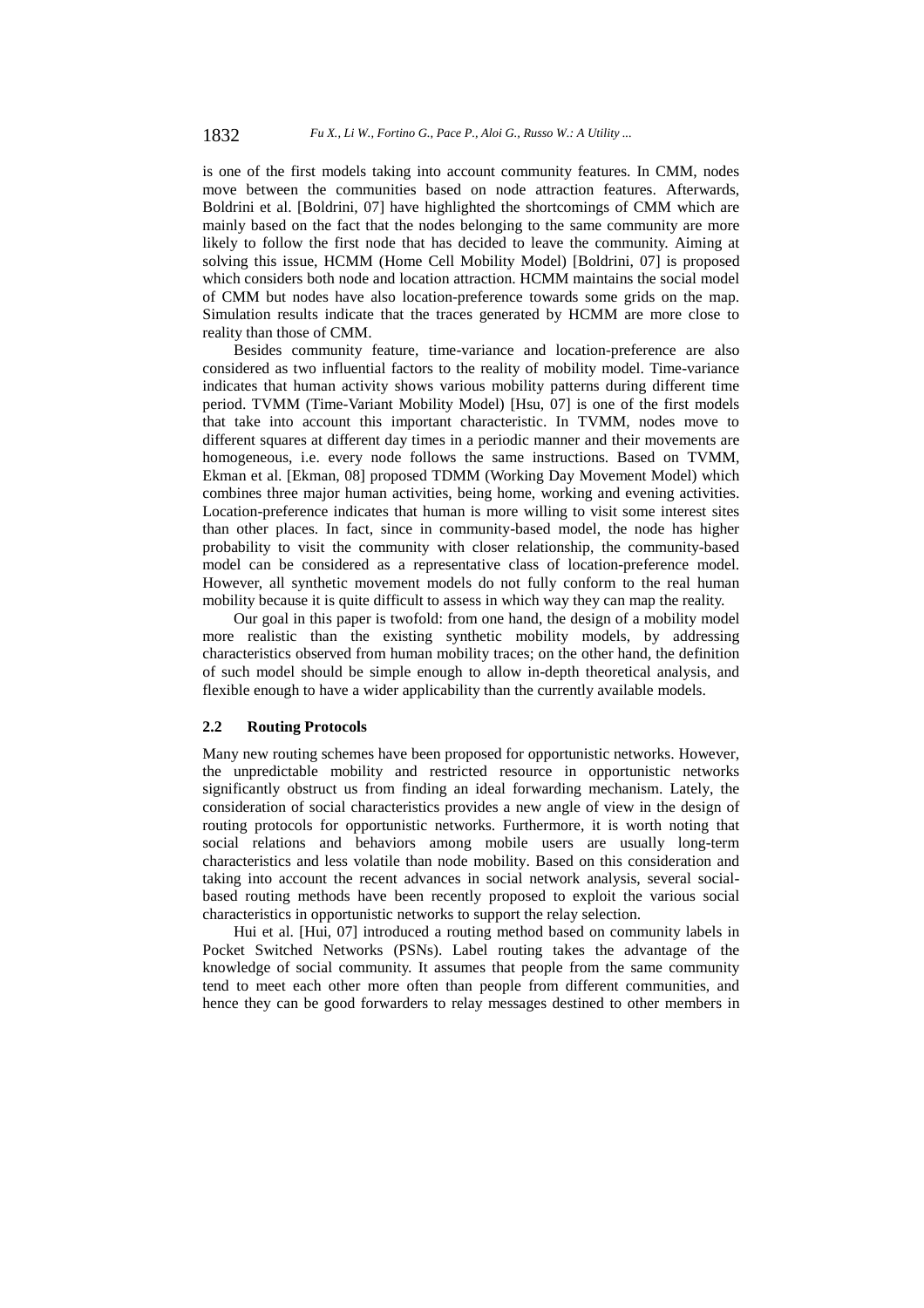is one of the first models taking into account community features. In CMM, nodes move between the communities based on node attraction features. Afterwards, Boldrini et al. [Boldrini, 07] have highlighted the shortcomings of CMM which are mainly based on the fact that the nodes belonging to the same community are more likely to follow the first node that has decided to leave the community. Aiming at solving this issue, HCMM (Home Cell Mobility Model) [Boldrini, 07] is proposed which considers both node and location attraction. HCMM maintains the social model of CMM but nodes have also location-preference towards some grids on the map. Simulation results indicate that the traces generated by HCMM are more close to reality than those of CMM.

Besides community feature, time-variance and location-preference are also considered as two influential factors to the reality of mobility model. Time-variance indicates that human activity shows various mobility patterns during different time period. TVMM (Time-Variant Mobility Model) [Hsu, 07] is one of the first models that take into account this important characteristic. In TVMM, nodes move to different squares at different day times in a periodic manner and their movements are homogeneous, i.e. every node follows the same instructions. Based on TVMM, Ekman et al. [Ekman, 08] proposed TDMM (Working Day Movement Model) which combines three major human activities, being home, working and evening activities. Location-preference indicates that human is more willing to visit some interest sites than other places. In fact, since in community-based model, the node has higher probability to visit the community with closer relationship, the community-based model can be considered as a representative class of location-preference model. However, all synthetic movement models do not fully conform to the real human mobility because it is quite difficult to assess in which way they can map the reality.

Our goal in this paper is twofold: from one hand, the design of a mobility model more realistic than the existing synthetic mobility models, by addressing characteristics observed from human mobility traces; on the other hand, the definition of such model should be simple enough to allow in-depth theoretical analysis, and flexible enough to have a wider applicability than the currently available models.

### 2.2 Routing Protocols

Many new routing schemes have been proposed for opportunistic networks. However, the unpredictable mobility and restricted resource in opportunistic networks significantly obstruct us from finding an ideal forwarding mechanism. Lately, the consideration of social characteristics provides a new angle of view in the design of routing protocols for opportunistic networks. Furthermore, it is worth noting that social relations and behaviors among mobile users are usually long-term characteristics and less volatile than node mobility. Based on this consideration and taking into account the recent advances in social network analysis, several social-based routing methods have been recently proposed to exploit the various social characteristics in opportunistic networks to support the relay selection.

Hui et al. [Hui, 07] introduced a routing method based on community labels in Pocket Switched Networks (PSNs). Label routing takes the advantage of the knowledge of social community. It assumes that people from the same community tend to meet each other more often than people from different communities, and hence they can be good forwarders to relay messages destined to other members in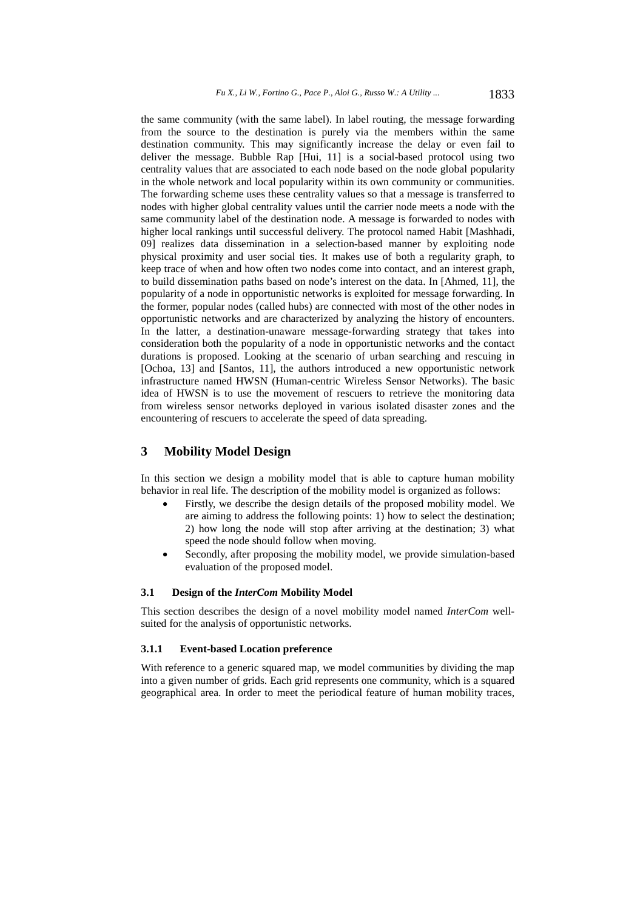the same community (with the same label). In label routing, the message forwarding from the source to the destination is purely via the members within the same destination community. This may significantly increase the delay or even fail to deliver the message. Bubble Rap [Hui, 11] is a social-based protocol using two centrality values that are associated to each node based on the node global popularity in the whole network and local popularity within its own community or communities. The forwarding scheme uses these centrality values so that a message is transferred to nodes with higher global centrality values until the carrier node meets a node with the same community label of the destination node. A message is forwarded to nodes with higher local rankings until successful delivery. The protocol named Habit [Mashhadi, 09] realizes data dissemination in a selection-based manner by exploiting node physical proximity and user social ties. It makes use of both a regularity graph, to keep trace of when and how often two nodes come into contact, and an interest graph, to build dissemination paths based on node's interest on the data. In [Ahmed, 11], the popularity of a node in opportunistic networks is exploited for message forwarding. In the former, popular nodes (called hubs) are connected with most of the other nodes in opportunistic networks and are characterized by analyzing the history of encounters. In the latter, a destination-unaware message-forwarding strategy that takes into consideration both the popularity of a node in opportunistic networks and the contact durations is proposed. Looking at the scenario of urban searching and rescuing in [Ochoa, 13] and [Santos, 11], the authors introduced a new opportunistic network infrastructure named HWSN (Human-centric Wireless Sensor Networks). The basic idea of HWSN is to use the movement of rescuers to retrieve the monitoring data from wireless sensor networks deployed in various isolated disaster zones and the encountering of rescuers to accelerate the speed of data spreading.

## 3 Mobility Model Design

In this section we design a mobility model that is able to capture human mobility behavior in real life. The description of the mobility model is organized as follows:

- Firstly, we describe the design details of the proposed mobility model. We are aiming to address the following points: 1) how to select the destination; 2) how long the node will stop after arriving at the destination; 3) what speed the node should follow when moving.
- Secondly, after proposing the mobility model, we provide simulation-based evaluation of the proposed model.

### 3.1 Design of the *InterCom* Mobility Model

This section describes the design of a novel mobility model named *InterCom* well-suited for the analysis of opportunistic networks.

#### 3.1.1 Event-based Location preference

With reference to a generic squared map, we model communities by dividing the map into a given number of grids. Each grid represents one community, which is a squared geographical area. In order to meet the periodical feature of human mobility traces,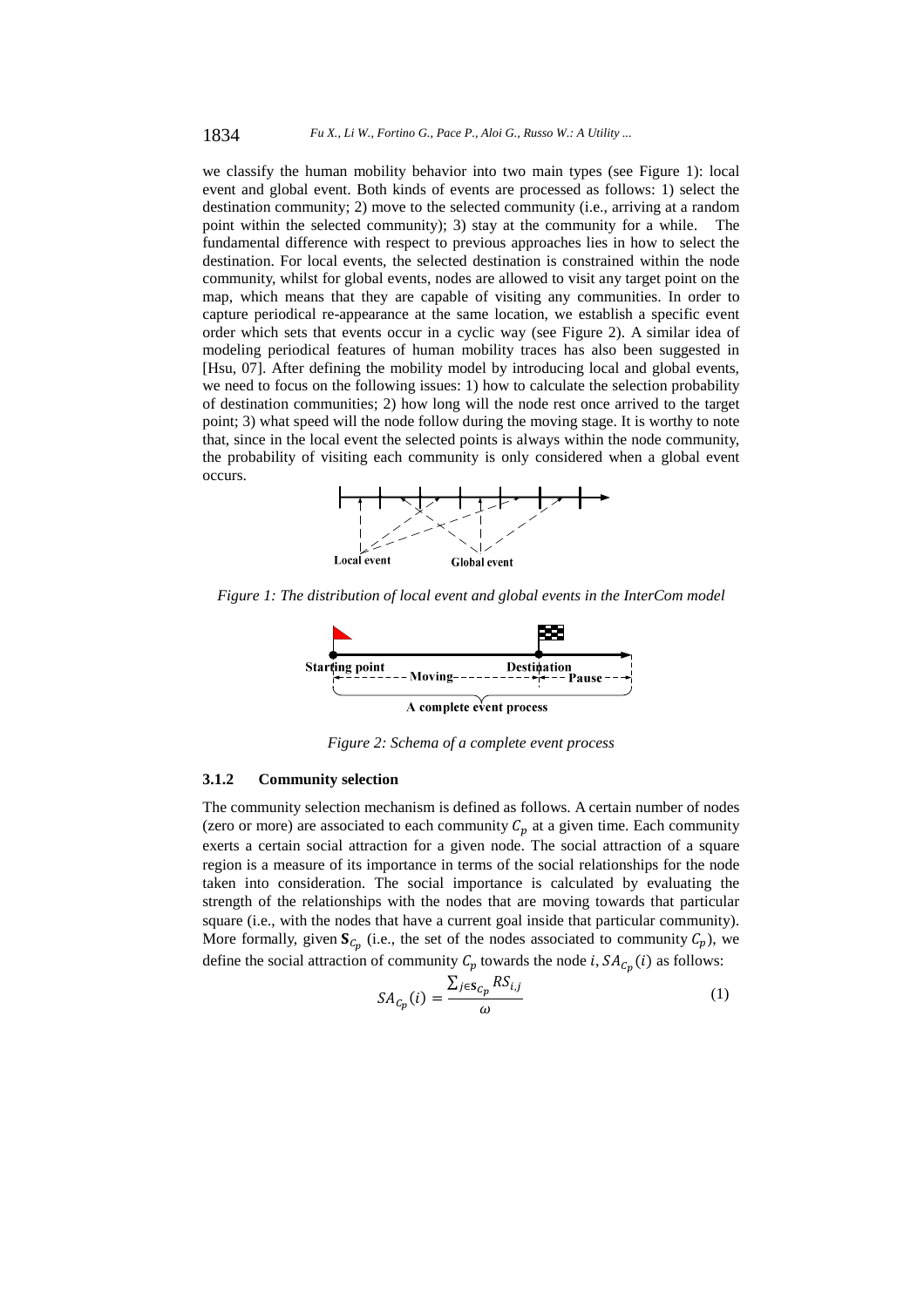we classify the human mobility behavior into two main types (see Figure 1): local event and global event. Both kinds of events are processed as follows: 1) select the destination community; 2) move to the selected community (i.e., arriving at a random point within the selected community); 3) stay at the community for a while. The fundamental difference with respect to previous approaches lies in how to select the destination. For local events, the selected destination is constrained within the node community, whilst for global events, nodes are allowed to visit any target point on the map, which means that they are capable of visiting any communities. In order to capture periodical re-appearance at the same location, we establish a specific event order which sets that events occur in a cyclic way (see Figure 2). A similar idea of modeling periodical features of human mobility traces has also been suggested in [Hsu, 07]. After defining the mobility model by introducing local and global events, we need to focus on the following issues: 1) how to calculate the selection probability of destination communities; 2) how long will the node rest once arrived to the target point; 3) what speed will the node follow during the moving stage. It is worthy to note that, since in the local event the selected points is always within the node community, the probability of visiting each community is only considered when a global event occurs.

*Figure 1: The distribution of local event and global events in the InterCom model*

*Figure 2: Schema of a complete event process*

#### 3.1.2 Community selection

The community selection mechanism is defined as follows. A certain number of nodes (zero or more) are associated to each community $C_p$ at a given time. Each community exerts a certain social attraction for a given node. The social attraction of a square region is a measure of its importance in terms of the social relationships for the node taken into consideration. The social importance is calculated by evaluating the strength of the relationships with the nodes that are moving towards that particular square (i.e., with the nodes that have a current goal inside that particular community). More formally, given $\mathbf{S}_{C_p}$ (i.e., the set of the nodes associated to community $C_p$), we define the social attraction of community $C_p$ towards the node $i$, $SA_{C_p}(i)$ as follows:

$$SA_{C_p}(i) = \frac{\sum_{j \in \mathbf{S}_{C_p}} RS_{i,j}}{\omega} \tag{1}$$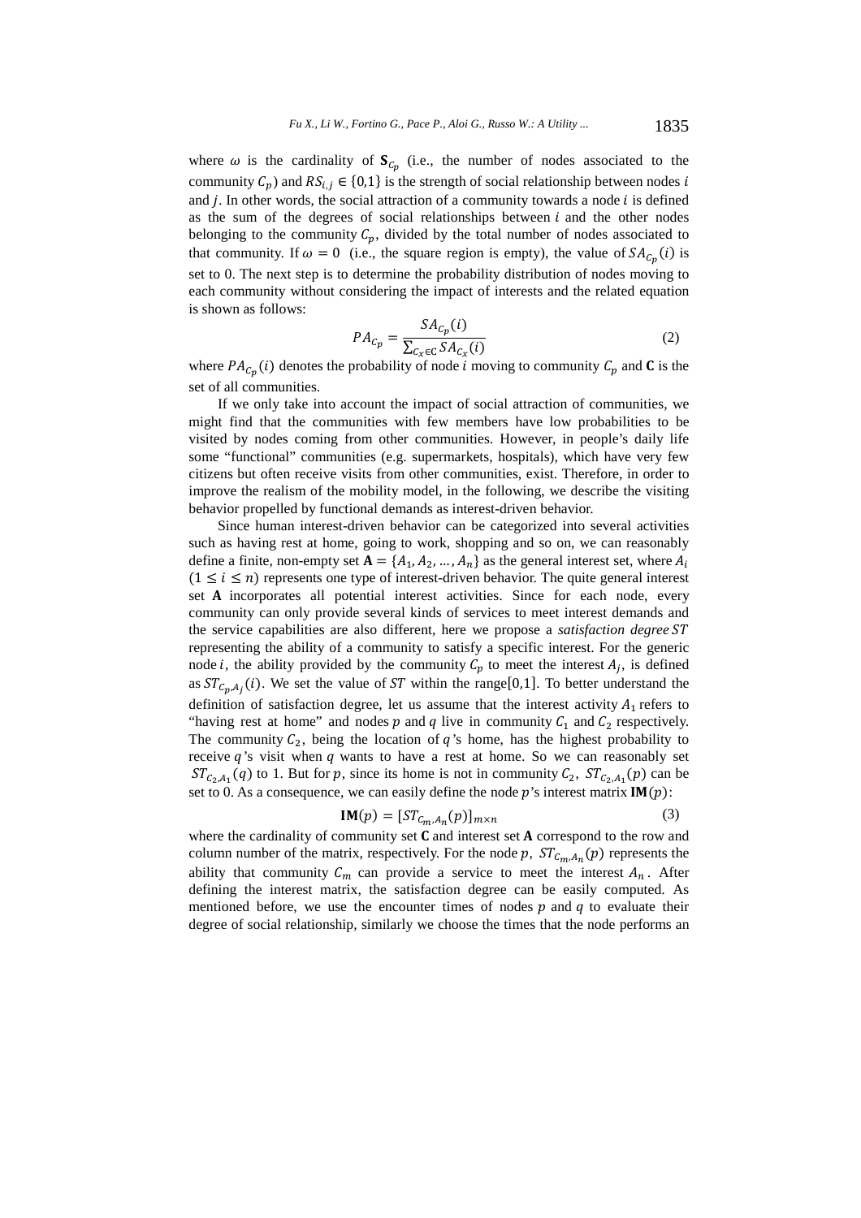where $\omega$ is the cardinality of $\mathbf{S}_{C_p}$ (i.e., the number of nodes associated to the community $C_p$) and $RS_{i,j} \in \{0,1\}$ is the strength of social relationship between nodes $i$ and $j$. In other words, the social attraction of a community towards a node $i$ is defined as the sum of the degrees of social relationships between $i$ and the other nodes belonging to the community $C_p$, divided by the total number of nodes associated to that community. If $\omega = 0$ (i.e., the square region is empty), the value of $SA_{C_p}(i)$ is set to 0. The next step is to determine the probability distribution of nodes moving to each community without considering the impact of interests and the related equation is shown as follows:

$$PA_{C_p} = \frac{SA_{C_p}(i)}{\sum_{C_x \in \mathbf{C}} SA_{C_x}(i)} \tag{2}$$

where $PA_{C_p}(i)$ denotes the probability of node $i$ moving to community $C_p$ and $\mathbf{C}$ is the set of all communities.

If we only take into account the impact of social attraction of communities, we might find that the communities with few members have low probabilities to be visited by nodes coming from other communities. However, in people's daily life some "functional" communities (e.g. supermarkets, hospitals), which have very few citizens but often receive visits from other communities, exist. Therefore, in order to improve the realism of the mobility model, in the following, we describe the visiting behavior propelled by functional demands as interest-driven behavior.

Since human interest-driven behavior can be categorized into several activities such as having rest at home, going to work, shopping and so on, we can reasonably define a finite, non-empty set $\mathbf{A} = \{A_1, A_2, \dots, A_n\}$ as the general interest set, where $A_i$ $(1 \le i \le n)$ represents one type of interest-driven behavior. The quite general interest set $\mathbf{A}$ incorporates all potential interest activities. Since for each node, every community can only provide several kinds of services to meet interest demands and the service capabilities are also different, here we propose a *satisfaction degree* $ST$ representing the ability of a community to satisfy a specific interest. For the generic node $i$, the ability provided by the community $C_p$ to meet the interest $A_j$, is defined as $ST_{C_p,A_j}(i)$. We set the value of $ST$ within the range$[0,1]$. To better understand the definition of satisfaction degree, let us assume that the interest activity $A_1$ refers to "having rest at home" and nodes $p$ and $q$ live in community $C_1$ and $C_2$ respectively. The community $C_2$, being the location of $q$'s home, has the highest probability to receive $q$'s visit when $q$ wants to have a rest at home. So we can reasonably set $ST_{C_2,A_1}(q)$ to 1. But for $p$, since its home is not in community $C_2$, $ST_{C_2,A_1}(p)$ can be set to 0. As a consequence, we can easily define the node $p$'s interest matrix $\mathbf{IM}(p)$:

$$\mathbf{IM}(p) = [ST_{C_m,A_n}(p)]_{m \times n} \tag{3}$$

where the cardinality of community set $\mathbf{C}$ and interest set $\mathbf{A}$ correspond to the row and column number of the matrix, respectively. For the node $p$, $ST_{C_m,A_n}(p)$ represents the ability that community $C_m$ can provide a service to meet the interest $A_n$. After defining the interest matrix, the satisfaction degree can be easily computed. As mentioned before, we use the encounter times of nodes $p$ and $q$ to evaluate their degree of social relationship, similarly we choose the times that the node performs an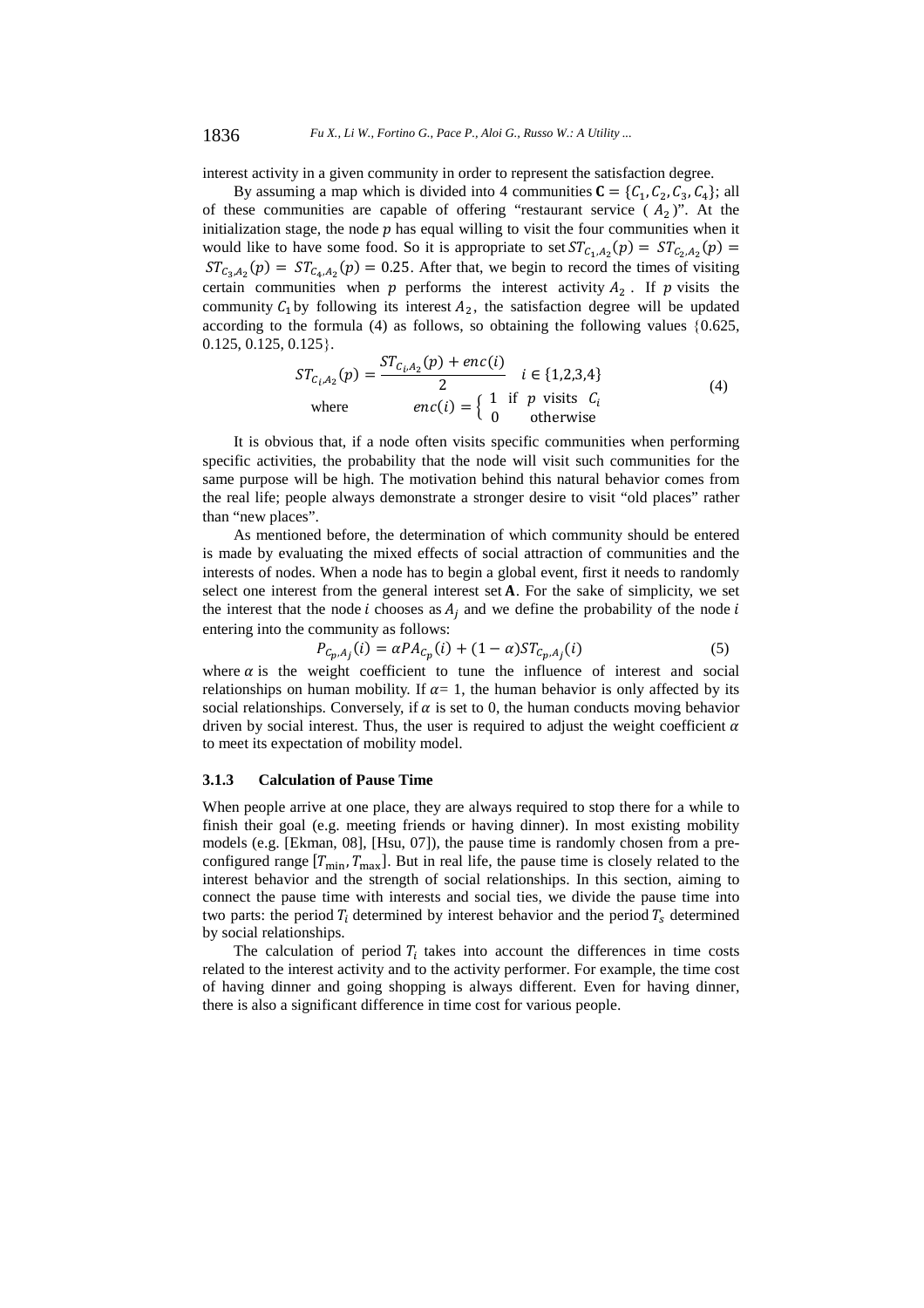interest activity in a given community in order to represent the satisfaction degree.

By assuming a map which is divided into 4 communities $\mathbf{C} = \{C_1, C_2, C_3, C_4\}$; all of these communities are capable of offering "restaurant service ( $A_2$ )". At the initialization stage, the node $p$ has equal willing to visit the four communities when it would like to have some food. So it is appropriate to set $ST_{C_1,A_2}(p) = ST_{C_2,A_2}(p) = ST_{C_3,A_2}(p) = ST_{C_4,A_2}(p) = 0.25$. After that, we begin to record the times of visiting certain communities when $p$ performs the interest activity $A_2$. If $p$ visits the community $C_1$ by following its interest $A_2$, the satisfaction degree will be updated according to the formula (4) as follows, so obtaining the following values {0.625, 0.125, 0.125, 0.125}.

$$ST_{C_i,A_2}(p) = \frac{ST_{C_i,A_2}(p) + enc(i)}{2} \quad i \in \{1,2,3,4\}$$
$$\text{where} \qquad enc(i) = \begin{cases} 1 & \text{if } p \text{ visits } C_i \\ 0 & \text{otherwise} \end{cases} \tag{4}$$

It is obvious that, if a node often visits specific communities when performing specific activities, the probability that the node will visit such communities for the same purpose will be high. The motivation behind this natural behavior comes from the real life; people always demonstrate a stronger desire to visit "old places" rather than "new places".

As mentioned before, the determination of which community should be entered is made by evaluating the mixed effects of social attraction of communities and the interests of nodes. When a node has to begin a global event, first it needs to randomly select one interest from the general interest set $\mathbf{A}$. For the sake of simplicity, we set the interest that the node $i$ chooses as $A_j$ and we define the probability of the node $i$ entering into the community as follows:

$$P_{C_p,A_j}(i) = \alpha PA_{C_p}(i) + (1-\alpha) ST_{C_p,A_j}(i) \tag{5}$$

where $\alpha$ is the weight coefficient to tune the influence of interest and social relationships on human mobility. If $\alpha = 1$, the human behavior is only affected by its social relationships. Conversely, if $\alpha$ is set to 0, the human conducts moving behavior driven by social interest. Thus, the user is required to adjust the weight coefficient $\alpha$ to meet its expectation of mobility model.

#### 3.1.3 Calculation of Pause Time

When people arrive at one place, they are always required to stop there for a while to finish their goal (e.g. meeting friends or having dinner). In most existing mobility models (e.g. [Ekman, 08], [Hsu, 07]), the pause time is randomly chosen from a pre-configured range $[T_{\min}, T_{\max}]$. But in real life, the pause time is closely related to the interest behavior and the strength of social relationships. In this section, aiming to connect the pause time with interests and social ties, we divide the pause time into two parts: the period $T_i$ determined by interest behavior and the period $T_s$ determined by social relationships.

The calculation of period $T_i$ takes into account the differences in time costs related to the interest activity and to the activity performer. For example, the time cost of having dinner and going shopping is always different. Even for having dinner, there is also a significant difference in time cost for various people.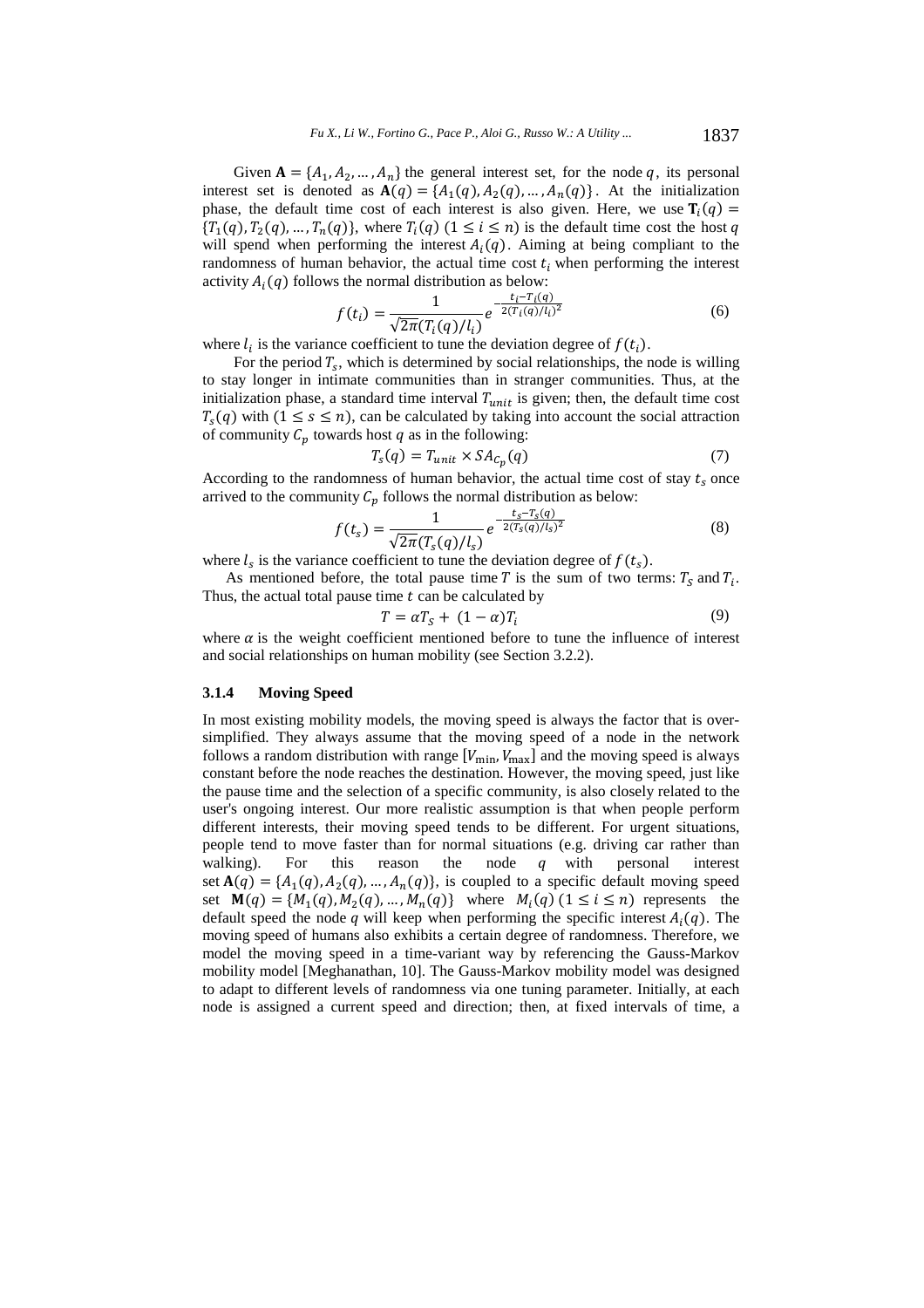Given $\mathbf{A} = \{A_1, A_2, \ldots, A_n\}$ the general interest set, for the node $q$, its personal interest set is denoted as $\mathbf{A}(q) = \{A_1(q), A_2(q), \ldots, A_n(q)\}$. At the initialization phase, the default time cost of each interest is also given. Here, we use $\mathbf{T}_i(q) = \{T_1(q), T_2(q), \ldots, T_n(q)\}$, where $T_i(q)$ $(1 \leq i \leq n)$ is the default time cost the host $q$ will spend when performing the interest $A_i(q)$. Aiming at being compliant to the randomness of human behavior, the actual time cost $t_i$ when performing the interest activity $A_i(q)$ follows the normal distribution as below:

$$f(t_i) = \frac{1}{\sqrt{2\pi}(T_i(q)/l_i)} e^{-\frac{t_i - T_i(q)}{2(T_i(q)/l_i)^2}} \tag{6}$$

where $l_i$ is the variance coefficient to tune the deviation degree of $f(t_i)$.

For the period $T_s$, which is determined by social relationships, the node is willing to stay longer in intimate communities than in stranger communities. Thus, at the initialization phase, a standard time interval $T_{unit}$ is given; then, the default time cost $T_s(q)$ with $(1 \leq s \leq n)$, can be calculated by taking into account the social attraction of community $C_p$ towards host $q$ as in the following:

$$T_s(q) = T_{unit} \times SA_{C_p}(q) \tag{7}$$

According to the randomness of human behavior, the actual time cost of stay $t_s$ once arrived to the community $C_p$ follows the normal distribution as below:

$$f(t_s) = \frac{1}{\sqrt{2\pi}(T_s(q)/l_s)} e^{-\frac{t_s - T_s(q)}{2(T_s(q)/l_s)^2}} \tag{8}$$

where $l_s$ is the variance coefficient to tune the deviation degree of $f(t_s)$.

As mentioned before, the total pause time $T$ is the sum of two terms: $T_S$ and $T_i$. Thus, the actual total pause time $t$ can be calculated by

$$T = \alpha T_S + (1 - \alpha) T_i \tag{9}$$

where $\alpha$ is the weight coefficient mentioned before to tune the influence of interest and social relationships on human mobility (see Section 3.2.2).

### 3.1.4 Moving Speed

In most existing mobility models, the moving speed is always the factor that is over-simplified. They always assume that the moving speed of a node in the network follows a random distribution with range $[V_{\min}, V_{\max}]$ and the moving speed is always constant before the node reaches the destination. However, the moving speed, just like the pause time and the selection of a specific community, is also closely related to the user's ongoing interest. Our more realistic assumption is that when people perform different interests, their moving speed tends to be different. For urgent situations, people tend to move faster than for normal situations (e.g. driving car rather than walking). For this reason the node $q$ with personal interest set $\mathbf{A}(q) = \{A_1(q), A_2(q), \ldots, A_n(q)\}$, is coupled to a specific default moving speed set $\mathbf{M}(q) = \{M_1(q), M_2(q), \ldots, M_n(q)\}$ where $M_i(q)$ $(1 \leq i \leq n)$ represents the default speed the node $q$ will keep when performing the specific interest $A_i(q)$. The moving speed of humans also exhibits a certain degree of randomness. Therefore, we model the moving speed in a time-variant way by referencing the Gauss-Markov mobility model [Meghanathan, 10]. The Gauss-Markov mobility model was designed to adapt to different levels of randomness via one tuning parameter. Initially, at each node is assigned a current speed and direction; then, at fixed intervals of time, a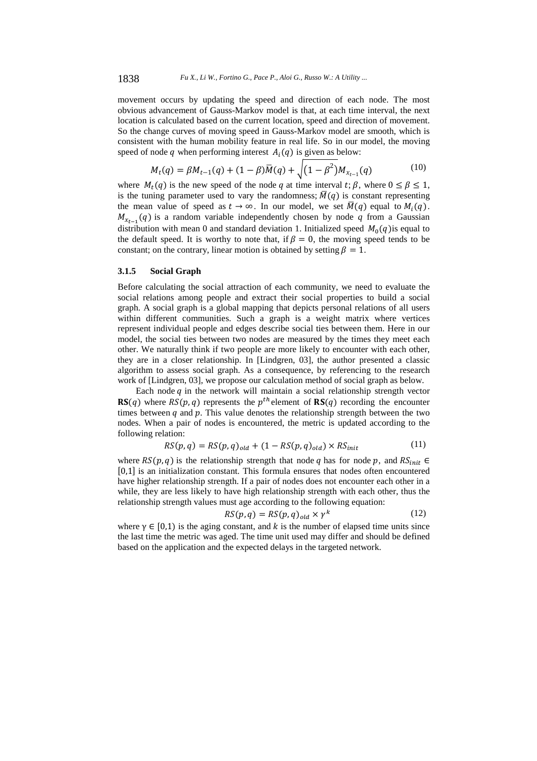movement occurs by updating the speed and direction of each node. The most obvious advancement of Gauss-Markov model is that, at each time interval, the next location is calculated based on the current location, speed and direction of movement. So the change curves of moving speed in Gauss-Markov model are smooth, which is consistent with the human mobility feature in real life. So in our model, the moving speed of node $q$ when performing interest $A_i(q)$ is given as below:

$$M_t(q) = \beta M_{t-1}(q) + (1-\beta)\bar{M}(q) + \sqrt{(1-\beta^2)}M_{x_{t-1}}(q) \tag{10}$$

where $M_t(q)$ is the new speed of the node $q$ at time interval $t$; $\beta$, where $0 \leq \beta \leq 1$, is the tuning parameter used to vary the randomness; $\bar{M}(q)$ is constant representing the mean value of speed as $t \rightarrow \infty$. In our model, we set $\bar{M}(q)$ equal to $M_i(q)$. $M_{x_{t-1}}(q)$ is a random variable independently chosen by node $q$ from a Gaussian distribution with mean 0 and standard deviation 1. Initialized speed $M_0(q)$ is equal to the default speed. It is worthy to note that, if $\beta = 0$, the moving speed tends to be constant; on the contrary, linear motion is obtained by setting $\beta = 1$.

#### 3.1.5 Social Graph

Before calculating the social attraction of each community, we need to evaluate the social relations among people and extract their social properties to build a social graph. A social graph is a global mapping that depicts personal relations of all users within different communities. Such a graph is a weight matrix where vertices represent individual people and edges describe social ties between them. Here in our model, the social ties between two nodes are measured by the times they meet each other. We naturally think if two people are more likely to encounter with each other, they are in a closer relationship. In [Lindgren, 03], the author presented a classic algorithm to assess social graph. As a consequence, by referencing to the research work of [Lindgren, 03], we propose our calculation method of social graph as below.

Each node $q$ in the network will maintain a social relationship strength vector $\mathbf{RS}(q)$ where $RS(p,q)$ represents the $p^{th}$ element of $\mathbf{RS}(q)$ recording the encounter times between $q$ and $p$. This value denotes the relationship strength between the two nodes. When a pair of nodes is encountered, the metric is updated according to the following relation:

$$RS(p,q) = RS(p,q)_{old} + (1 - RS(p,q)_{old}) \times RS_{init} \tag{11}$$

where $RS(p,q)$ is the relationship strength that node $q$ has for node $p$, and $RS_{init} \in [0,1]$ is an initialization constant. This formula ensures that nodes often encountered have higher relationship strength. If a pair of nodes does not encounter each other in a while, they are less likely to have high relationship strength with each other, thus the relationship strength values must age according to the following equation:

$$RS(p,q) = RS(p,q)_{old} \times \gamma^k \tag{12}$$

where $\gamma \in [0,1)$ is the aging constant, and $k$ is the number of elapsed time units since the last time the metric was aged. The time unit used may differ and should be defined based on the application and the expected delays in the targeted network.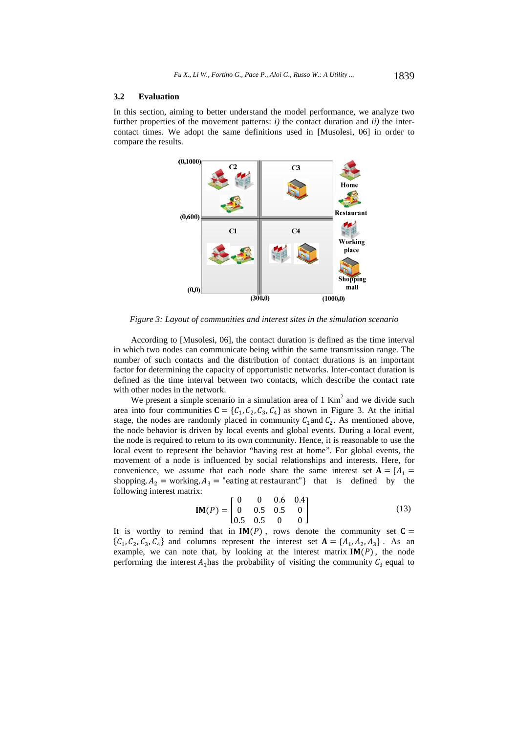### 3.2 Evaluation

In this section, aiming to better understand the model performance, we analyze two further properties of the movement patterns: *i)* the contact duration and *ii)* the inter-contact times. We adopt the same definitions used in [Musolesi, 06] in order to compare the results.

*Figure 3: Layout of communities and interest sites in the simulation scenario*

According to [Musolesi, 06], the contact duration is defined as the time interval in which two nodes can communicate being within the same transmission range. The number of such contacts and the distribution of contact durations is an important factor for determining the capacity of opportunistic networks. Inter-contact duration is defined as the time interval between two contacts, which describe the contact rate with other nodes in the network.

We present a simple scenario in a simulation area of 1 $Km^2$ and we divide such area into four communities $\mathbf{C} = \{C_1, C_2, C_3, C_4\}$ as shown in Figure 3. At the initial stage, the nodes are randomly placed in community $C_1$ and $C_2$. As mentioned above, the node behavior is driven by local events and global events. During a local event, the node is required to return to its own community. Hence, it is reasonable to use the local event to represent the behavior "having rest at home". For global events, the movement of a node is influenced by social relationships and interests. Here, for convenience, we assume that each node share the same interest set $\mathbf{A} = \{A_1 = \text{shopping}, A_2 = \text{working}, A_3 = \text{"eating at restaurant"}\}$ that is defined by the following interest matrix:

$$\mathbf{IM}(P) = \begin{bmatrix} 0 & 0 & 0.6 & 0.4 \\ 0 & 0.5 & 0.5 & 0 \\ 0.5 & 0.5 & 0 & 0 \end{bmatrix} \tag{13}$$

It is worthy to remind that in $\mathbf{IM}(P)$, rows denote the community set $\mathbf{C} = \{C_1, C_2, C_3, C_4\}$ and columns represent the interest set $\mathbf{A} = \{A_1, A_2, A_3\}$. As an example, we can note that, by looking at the interest matrix $\mathbf{IM}(P)$, the node performing the interest $A_1$ has the probability of visiting the community $C_3$ equal to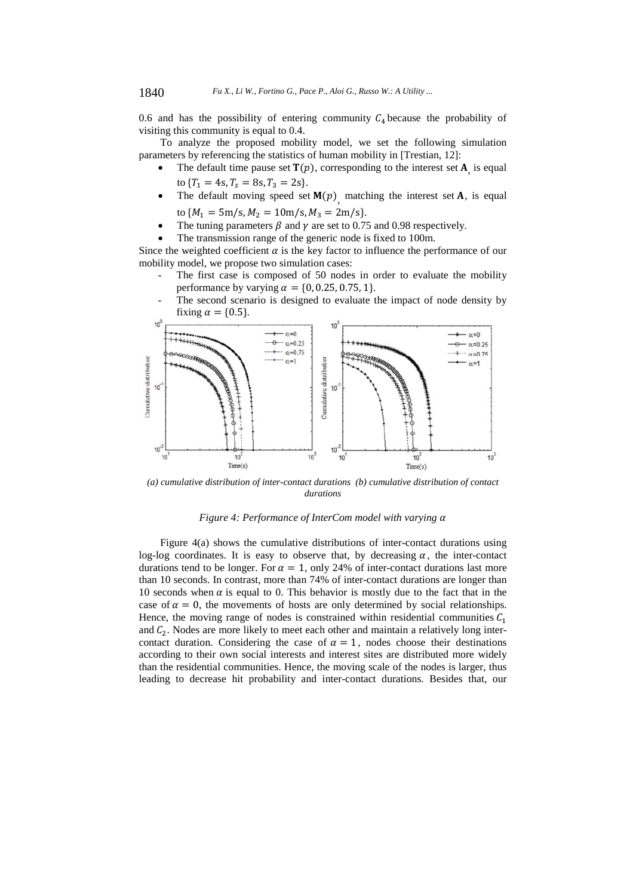0.6 and has the possibility of entering community $C_4$ because the probability of visiting this community is equal to 0.4.

To analyze the proposed mobility model, we set the following simulation parameters by referencing the statistics of human mobility in [Trestian, 12]:

- The default time pause set $\mathbf{T}(p)$, corresponding to the interest set $\mathbf{A}$ is equal to $\{T_1 = 4\text{s}, T_s = 8\text{s}, T_3 = 2\text{s}\}$.
- The default moving speed set $\mathbf{M}(p)$ matching the interest set $\mathbf{A}$, is equal to $\{M_1 = 5\text{m/s}, M_2 = 10\text{m/s}, M_3 = 2\text{m/s}\}$.
- The tuning parameters $\beta$ and $\gamma$ are set to 0.75 and 0.98 respectively.
- The transmission range of the generic node is fixed to 100m.

Since the weighted coefficient $\alpha$ is the key factor to influence the performance of our mobility model, we propose two simulation cases:

- The first case is composed of 50 nodes in order to evaluate the mobility performance by varying $\alpha = \{0, 0.25, 0.75, 1\}$.
- The second scenario is designed to evaluate the impact of node density by fixing $\alpha = \{0.5\}$.

*(a) cumulative distribution of inter-contact durations (b) cumulative distribution of contact durations*

*Figure 4: Performance of InterCom model with varying $\alpha$*

Figure 4(a) shows the cumulative distributions of inter-contact durations using log-log coordinates. It is easy to observe that, by decreasing $\alpha$, the inter-contact durations tend to be longer. For $\alpha = 1$, only 24% of inter-contact durations last more than 10 seconds. In contrast, more than 74% of inter-contact durations are longer than 10 seconds when $\alpha$ is equal to 0. This behavior is mostly due to the fact that in the case of $\alpha = 0$, the movements of hosts are only determined by social relationships. Hence, the moving range of nodes is constrained within residential communities $C_1$ and $C_2$. Nodes are more likely to meet each other and maintain a relatively long inter-contact duration. Considering the case of $\alpha = 1$, nodes choose their destinations according to their own social interests and interest sites are distributed more widely than the residential communities. Hence, the moving scale of the nodes is larger, thus leading to decrease hit probability and inter-contact durations. Besides that, our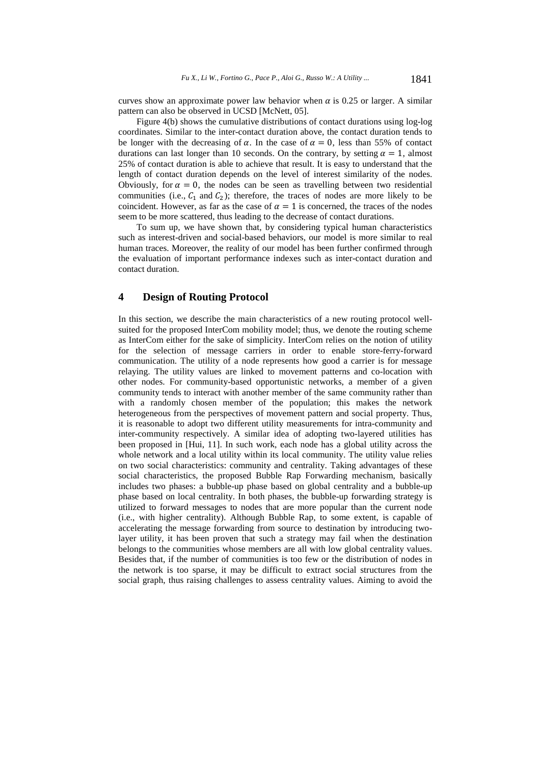curves show an approximate power law behavior when $\alpha$ is 0.25 or larger. A similar pattern can also be observed in UCSD [McNett, 05].

Figure 4(b) shows the cumulative distributions of contact durations using log-log coordinates. Similar to the inter-contact duration above, the contact duration tends to be longer with the decreasing of $\alpha$. In the case of $\alpha = 0$, less than 55% of contact durations can last longer than 10 seconds. On the contrary, by setting $\alpha = 1$, almost 25% of contact duration is able to achieve that result. It is easy to understand that the length of contact duration depends on the level of interest similarity of the nodes. Obviously, for $\alpha = 0$, the nodes can be seen as travelling between two residential communities (i.e., $C_1$ and $C_2$); therefore, the traces of nodes are more likely to be coincident. However, as far as the case of $\alpha = 1$ is concerned, the traces of the nodes seem to be more scattered, thus leading to the decrease of contact durations.

To sum up, we have shown that, by considering typical human characteristics such as interest-driven and social-based behaviors, our model is more similar to real human traces. Moreover, the reality of our model has been further confirmed through the evaluation of important performance indexes such as inter-contact duration and contact duration.

## 4 Design of Routing Protocol

In this section, we describe the main characteristics of a new routing protocol well-suited for the proposed InterCom mobility model; thus, we denote the routing scheme as InterCom either for the sake of simplicity. InterCom relies on the notion of utility for the selection of message carriers in order to enable store-ferry-forward communication. The utility of a node represents how good a carrier is for message relaying. The utility values are linked to movement patterns and co-location with other nodes. For community-based opportunistic networks, a member of a given community tends to interact with another member of the same community rather than with a randomly chosen member of the population; this makes the network heterogeneous from the perspectives of movement pattern and social property. Thus, it is reasonable to adopt two different utility measurements for intra-community and inter-community respectively. A similar idea of adopting two-layered utilities has been proposed in [Hui, 11]. In such work, each node has a global utility across the whole network and a local utility within its local community. The utility value relies on two social characteristics: community and centrality. Taking advantages of these social characteristics, the proposed Bubble Rap Forwarding mechanism, basically includes two phases: a bubble-up phase based on global centrality and a bubble-up phase based on local centrality. In both phases, the bubble-up forwarding strategy is utilized to forward messages to nodes that are more popular than the current node (i.e., with higher centrality). Although Bubble Rap, to some extent, is capable of accelerating the message forwarding from source to destination by introducing two-layer utility, it has been proven that such a strategy may fail when the destination belongs to the communities whose members are all with low global centrality values. Besides that, if the number of communities is too few or the distribution of nodes in the network is too sparse, it may be difficult to extract social structures from the social graph, thus raising challenges to assess centrality values. Aiming to avoid the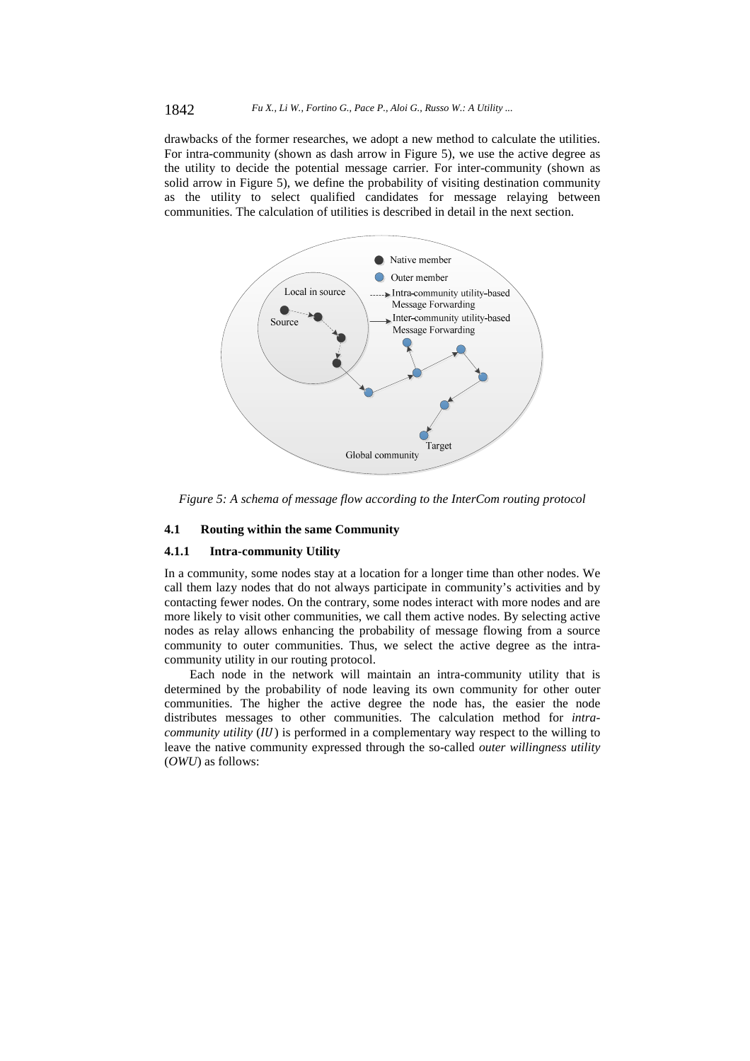drawbacks of the former researches, we adopt a new method to calculate the utilities. For intra-community (shown as dash arrow in Figure 5), we use the active degree as the utility to decide the potential message carrier. For inter-community (shown as solid arrow in Figure 5), we define the probability of visiting destination community as the utility to select qualified candidates for message relaying between communities. The calculation of utilities is described in detail in the next section.

*Figure 5: A schema of message flow according to the InterCom routing protocol*

### 4.1 Routing within the same Community

#### 4.1.1 Intra-community Utility

In a community, some nodes stay at a location for a longer time than other nodes. We call them lazy nodes that do not always participate in community's activities and by contacting fewer nodes. On the contrary, some nodes interact with more nodes and are more likely to visit other communities, we call them active nodes. By selecting active nodes as relay allows enhancing the probability of message flowing from a source community to outer communities. Thus, we select the active degree as the intra-community utility in our routing protocol.

Each node in the network will maintain an intra-community utility that is determined by the probability of node leaving its own community for other outer communities. The higher the active degree the node has, the easier the node distributes messages to other communities. The calculation method for *intra-community utility* (*IU*) is performed in a complementary way respect to the willing to leave the native community expressed through the so-called *outer willingness utility* (*OWU*) as follows: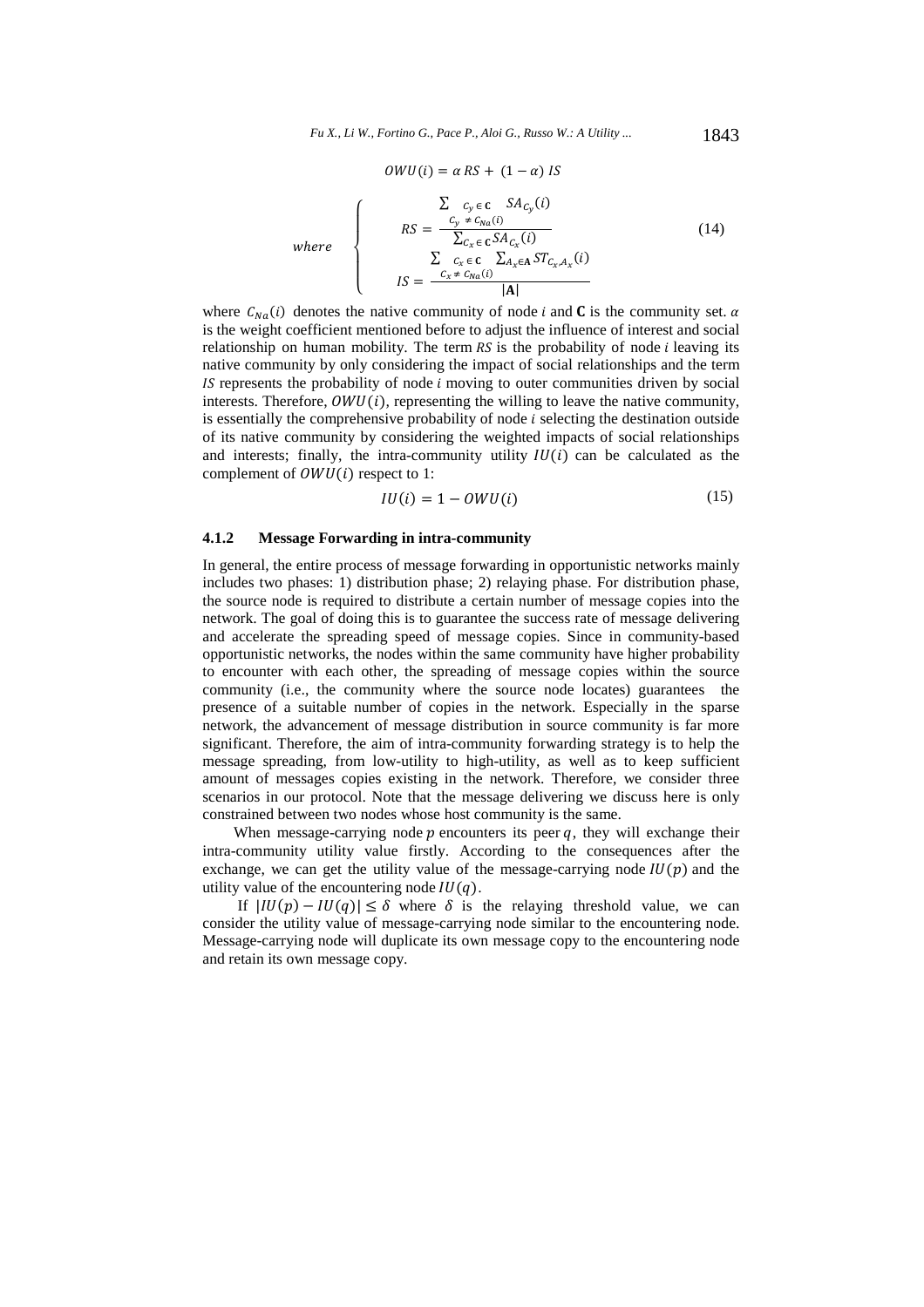$$OWU(i) = \alpha \, RS + (1 - \alpha) \, IS$$

$$where \quad \begin{cases} RS = \dfrac{\sum_{\substack{C_y \in \mathbf{C} \\ C_y \neq C_{Na}(i)}} SA_{C_y}(i)}{\sum_{C_x \in \mathbf{C}} SA_{C_x}(i)} \\ IS = \dfrac{\sum_{\substack{C_x \in \mathbf{C} \\ C_x \neq C_{Na}(i)}} \sum_{A_x \in \mathbf{A}} ST_{C_x, A_x}(i)}{|\mathbf{A}|} \end{cases} \tag{14}$$

where $C_{Na}(i)$ denotes the native community of node *i* and $\mathbf{C}$ is the community set. $\alpha$ is the weight coefficient mentioned before to adjust the influence of interest and social relationship on human mobility. The term *RS* is the probability of node *i* leaving its native community by only considering the impact of social relationships and the term *IS* represents the probability of node *i* moving to outer communities driven by social interests. Therefore, $OWU(i)$, representing the willing to leave the native community, is essentially the comprehensive probability of node *i* selecting the destination outside of its native community by considering the weighted impacts of social relationships and interests; finally, the intra-community utility $IU(i)$ can be calculated as the complement of $OWU(i)$ respect to 1:

$$IU(i) = 1 - OWU(i) \tag{15}$$

### 4.1.2 Message Forwarding in intra-community

In general, the entire process of message forwarding in opportunistic networks mainly includes two phases: 1) distribution phase; 2) relaying phase. For distribution phase, the source node is required to distribute a certain number of message copies into the network. The goal of doing this is to guarantee the success rate of message delivering and accelerate the spreading speed of message copies. Since in community-based opportunistic networks, the nodes within the same community have higher probability to encounter with each other, the spreading of message copies within the source community (i.e., the community where the source node locates) guarantees the presence of a suitable number of copies in the network. Especially in the sparse network, the advancement of message distribution in source community is far more significant. Therefore, the aim of intra-community forwarding strategy is to help the message spreading, from low-utility to high-utility, as well as to keep sufficient amount of messages copies existing in the network. Therefore, we consider three scenarios in our protocol. Note that the message delivering we discuss here is only constrained between two nodes whose host community is the same.

When message-carrying node $p$ encounters its peer $q$, they will exchange their intra-community utility value firstly. According to the consequences after the exchange, we can get the utility value of the message-carrying node $IU(p)$ and the utility value of the encountering node $IU(q)$.

If $|IU(p) - IU(q)| \leq \delta$ where $\delta$ is the relaying threshold value, we can consider the utility value of message-carrying node similar to the encountering node. Message-carrying node will duplicate its own message copy to the encountering node and retain its own message copy.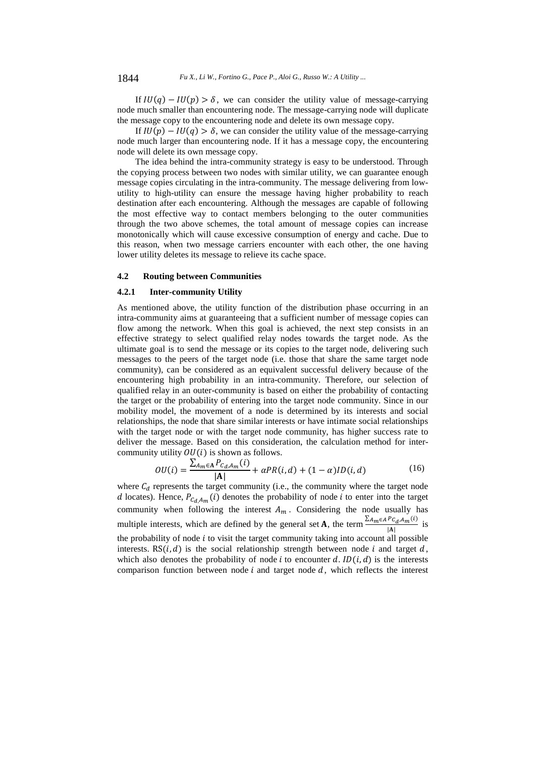If $IU(q) - IU(p) > \delta$, we can consider the utility value of message-carrying node much smaller than encountering node. The message-carrying node will duplicate the message copy to the encountering node and delete its own message copy.

If $IU(p) - IU(q) > \delta$, we can consider the utility value of the message-carrying node much larger than encountering node. If it has a message copy, the encountering node will delete its own message copy.

The idea behind the intra-community strategy is easy to be understood. Through the copying process between two nodes with similar utility, we can guarantee enough message copies circulating in the intra-community. The message delivering from low-utility to high-utility can ensure the message having higher probability to reach destination after each encountering. Although the messages are capable of following the most effective way to contact members belonging to the outer communities through the two above schemes, the total amount of message copies can increase monotonically which will cause excessive consumption of energy and cache. Due to this reason, when two message carriers encounter with each other, the one having lower utility deletes its message to relieve its cache space.

### 4.2 Routing between Communities

#### 4.2.1 Inter-community Utility

As mentioned above, the utility function of the distribution phase occurring in an intra-community aims at guaranteeing that a sufficient number of message copies can flow among the network. When this goal is achieved, the next step consists in an effective strategy to select qualified relay nodes towards the target node. As the ultimate goal is to send the message or its copies to the target node, delivering such messages to the peers of the target node (i.e. those that share the same target node community), can be considered as an equivalent successful delivery because of the encountering high probability in an intra-community. Therefore, our selection of qualified relay in an outer-community is based on either the probability of contacting the target or the probability of entering into the target node community. Since in our mobility model, the movement of a node is determined by its interests and social relationships, the node that share similar interests or have intimate social relationships with the target node or with the target node community, has higher success rate to deliver the message. Based on this consideration, the calculation method for inter-community utility $OU(i)$ is shown as follows.

$$OU(i) = \frac{\sum_{A_m \in \mathbf{A}} P_{C_d, A_m}(i)}{|\mathbf{A}|} + \alpha PR(i, d) + (1 - \alpha) ID(i, d) \tag{16}$$

where $C_d$ represents the target community (i.e., the community where the target node $d$ locates). Hence, $P_{C_d, A_m}(i)$ denotes the probability of node $i$ to enter into the target community when following the interest $A_m$. Considering the node usually has multiple interests, which are defined by the general set $\mathbf{A}$, the term $\frac{\sum_{A_m \in A} P_{C_d, A_m}(i)}{|\mathbf{A}|}$ is the probability of node $i$ to visit the target community taking into account all possible interests. $RS(i, d)$ is the social relationship strength between node $i$ and target $d$, which also denotes the probability of node $i$ to encounter $d$. $ID(i, d)$ is the interests comparison function between node $i$ and target node $d$, which reflects the interest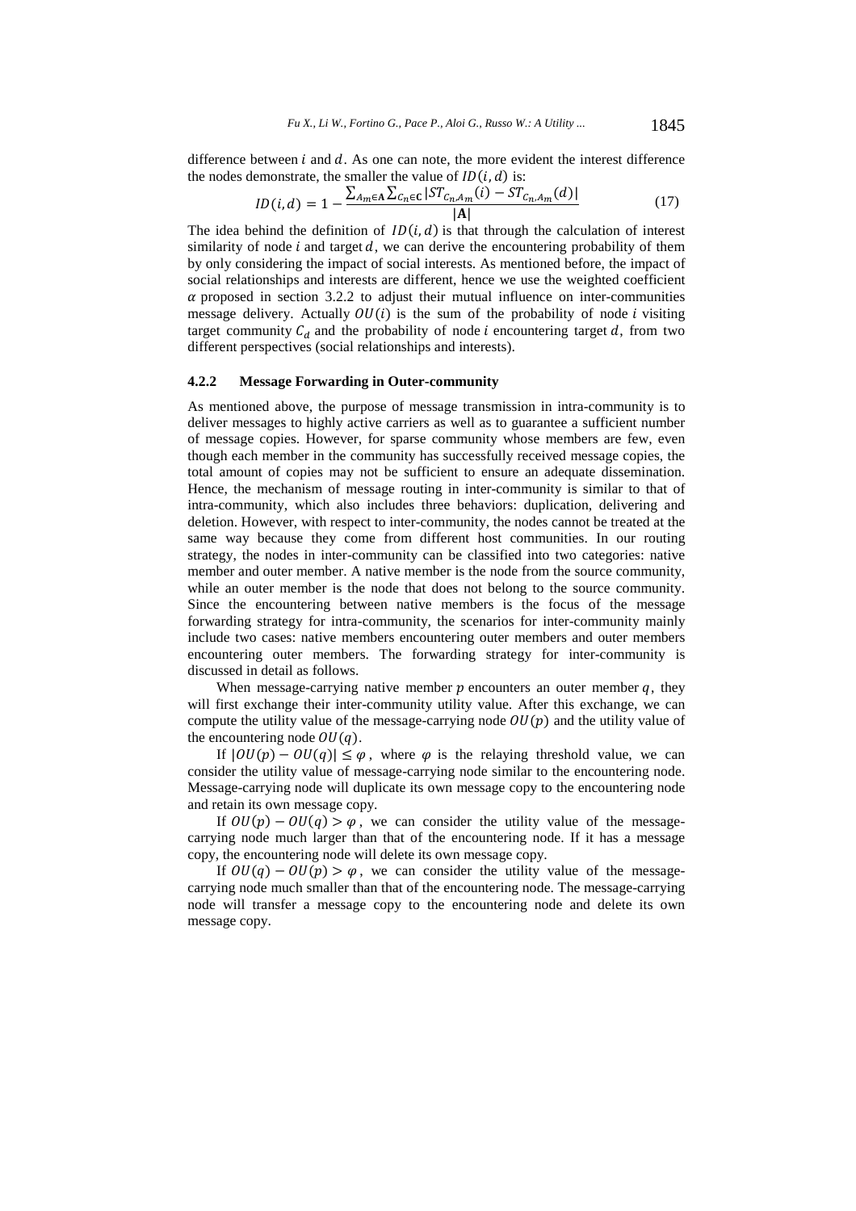difference between $i$ and $d$. As one can note, the more evident the interest difference the nodes demonstrate, the smaller the value of $ID(i, d)$ is:

$$ID(i,d) = 1 - \frac{\sum_{A_m \in \mathbf{A}} \sum_{C_n \in \mathbf{C}} |ST_{C_n,A_m}(i) - ST_{C_n,A_m}(d)|}{|\mathbf{A}|} \tag{17}$$

The idea behind the definition of $ID(i, d)$ is that through the calculation of interest similarity of node $i$ and target $d$, we can derive the encountering probability of them by only considering the impact of social interests. As mentioned before, the impact of social relationships and interests are different, hence we use the weighted coefficient $\alpha$ proposed in section 3.2.2 to adjust their mutual influence on inter-communities message delivery. Actually $OU(i)$ is the sum of the probability of node $i$ visiting target community $C_d$ and the probability of node $i$ encountering target $d$, from two different perspectives (social relationships and interests).

### 4.2.2 Message Forwarding in Outer-community

As mentioned above, the purpose of message transmission in intra-community is to deliver messages to highly active carriers as well as to guarantee a sufficient number of message copies. However, for sparse community whose members are few, even though each member in the community has successfully received message copies, the total amount of copies may not be sufficient to ensure an adequate dissemination. Hence, the mechanism of message routing in inter-community is similar to that of intra-community, which also includes three behaviors: duplication, delivering and deletion. However, with respect to inter-community, the nodes cannot be treated at the same way because they come from different host communities. In our routing strategy, the nodes in inter-community can be classified into two categories: native member and outer member. A native member is the node from the source community, while an outer member is the node that does not belong to the source community. Since the encountering between native members is the focus of the message forwarding strategy for intra-community, the scenarios for inter-community mainly include two cases: native members encountering outer members and outer members encountering outer members. The forwarding strategy for inter-community is discussed in detail as follows.

When message-carrying native member $p$ encounters an outer member $q$, they will first exchange their inter-community utility value. After this exchange, we can compute the utility value of the message-carrying node $OU(p)$ and the utility value of the encountering node $OU(q)$.

If $|OU(p) - OU(q)| \leq \varphi$, where $\varphi$ is the relaying threshold value, we can consider the utility value of message-carrying node similar to the encountering node. Message-carrying node will duplicate its own message copy to the encountering node and retain its own message copy.

If $OU(p) - OU(q) > \varphi$, we can consider the utility value of the message-carrying node much larger than that of the encountering node. If it has a message copy, the encountering node will delete its own message copy.

If $OU(q) - OU(p) > \varphi$, we can consider the utility value of the message-carrying node much smaller than that of the encountering node. The message-carrying node will transfer a message copy to the encountering node and delete its own message copy.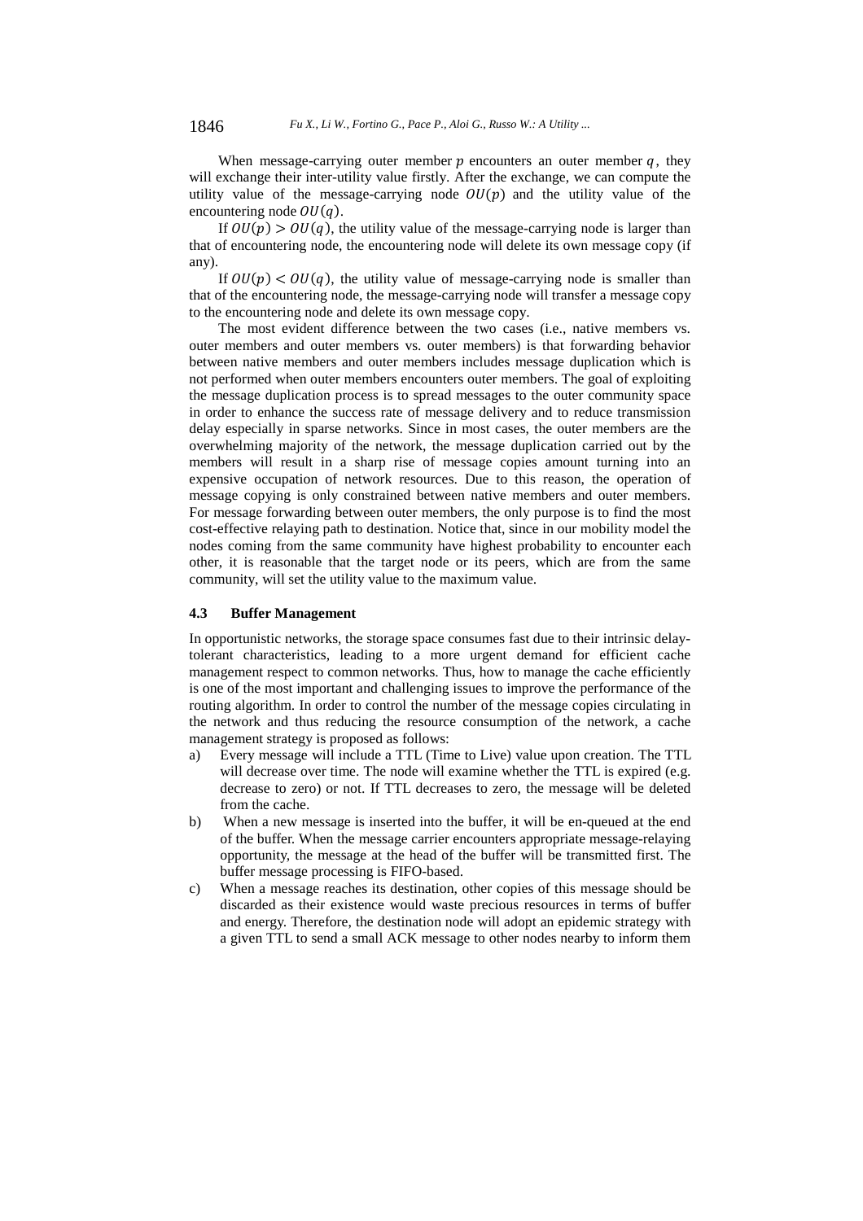When message-carrying outer member $p$ encounters an outer member $q$, they will exchange their inter-utility value firstly. After the exchange, we can compute the utility value of the message-carrying node $OU(p)$ and the utility value of the encountering node $OU(q)$.

If $OU(p) > OU(q)$, the utility value of the message-carrying node is larger than that of encountering node, the encountering node will delete its own message copy (if any).

If $OU(p) < OU(q)$, the utility value of message-carrying node is smaller than that of the encountering node, the message-carrying node will transfer a message copy to the encountering node and delete its own message copy.

The most evident difference between the two cases (i.e., native members vs. outer members and outer members vs. outer members) is that forwarding behavior between native members and outer members includes message duplication which is not performed when outer members encounters outer members. The goal of exploiting the message duplication process is to spread messages to the outer community space in order to enhance the success rate of message delivery and to reduce transmission delay especially in sparse networks. Since in most cases, the outer members are the overwhelming majority of the network, the message duplication carried out by the members will result in a sharp rise of message copies amount turning into an expensive occupation of network resources. Due to this reason, the operation of message copying is only constrained between native members and outer members. For message forwarding between outer members, the only purpose is to find the most cost-effective relaying path to destination. Notice that, since in our mobility model the nodes coming from the same community have highest probability to encounter each other, it is reasonable that the target node or its peers, which are from the same community, will set the utility value to the maximum value.

### 4.3 Buffer Management

In opportunistic networks, the storage space consumes fast due to their intrinsic delay-tolerant characteristics, leading to a more urgent demand for efficient cache management respect to common networks. Thus, how to manage the cache efficiently is one of the most important and challenging issues to improve the performance of the routing algorithm. In order to control the number of the message copies circulating in the network and thus reducing the resource consumption of the network, a cache management strategy is proposed as follows:

a) Every message will include a TTL (Time to Live) value upon creation. The TTL will decrease over time. The node will examine whether the TTL is expired (e.g. decrease to zero) or not. If TTL decreases to zero, the message will be deleted from the cache.

b) When a new message is inserted into the buffer, it will be en-queued at the end of the buffer. When the message carrier encounters appropriate message-relaying opportunity, the message at the head of the buffer will be transmitted first. The buffer message processing is FIFO-based.

c) When a message reaches its destination, other copies of this message should be discarded as their existence would waste precious resources in terms of buffer and energy. Therefore, the destination node will adopt an epidemic strategy with a given TTL to send a small ACK message to other nodes nearby to inform them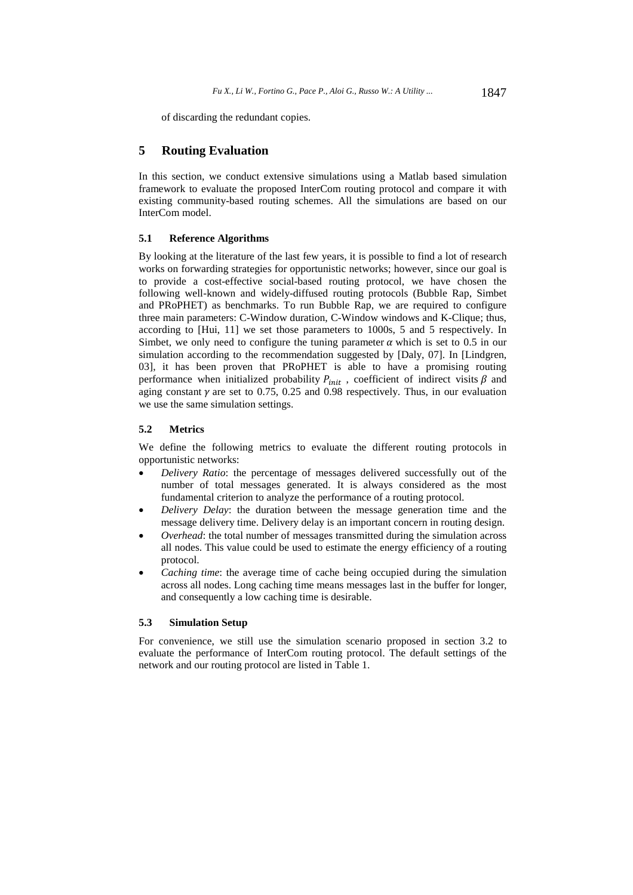of discarding the redundant copies.

## 5 Routing Evaluation

In this section, we conduct extensive simulations using a Matlab based simulation framework to evaluate the proposed InterCom routing protocol and compare it with existing community-based routing schemes. All the simulations are based on our InterCom model.

### 5.1 Reference Algorithms

By looking at the literature of the last few years, it is possible to find a lot of research works on forwarding strategies for opportunistic networks; however, since our goal is to provide a cost-effective social-based routing protocol, we have chosen the following well-known and widely-diffused routing protocols (Bubble Rap, Simbet and PRoPHET) as benchmarks. To run Bubble Rap, we are required to configure three main parameters: C-Window duration, C-Window windows and K-Clique; thus, according to [Hui, 11] we set those parameters to 1000s, 5 and 5 respectively. In Simbet, we only need to configure the tuning parameter $\alpha$ which is set to 0.5 in our simulation according to the recommendation suggested by [Daly, 07]. In [Lindgren, 03], it has been proven that PRoPHET is able to have a promising routing performance when initialized probability $P_{init}$ , coefficient of indirect visits $\beta$ and aging constant $\gamma$ are set to 0.75, 0.25 and 0.98 respectively. Thus, in our evaluation we use the same simulation settings.

### 5.2 Metrics

We define the following metrics to evaluate the different routing protocols in opportunistic networks:

- *Delivery Ratio*: the percentage of messages delivered successfully out of the number of total messages generated. It is always considered as the most fundamental criterion to analyze the performance of a routing protocol.
- *Delivery Delay*: the duration between the message generation time and the message delivery time. Delivery delay is an important concern in routing design.
- *Overhead*: the total number of messages transmitted during the simulation across all nodes. This value could be used to estimate the energy efficiency of a routing protocol.
- *Caching time*: the average time of cache being occupied during the simulation across all nodes. Long caching time means messages last in the buffer for longer, and consequently a low caching time is desirable.

### 5.3 Simulation Setup

For convenience, we still use the simulation scenario proposed in section 3.2 to evaluate the performance of InterCom routing protocol. The default settings of the network and our routing protocol are listed in Table 1.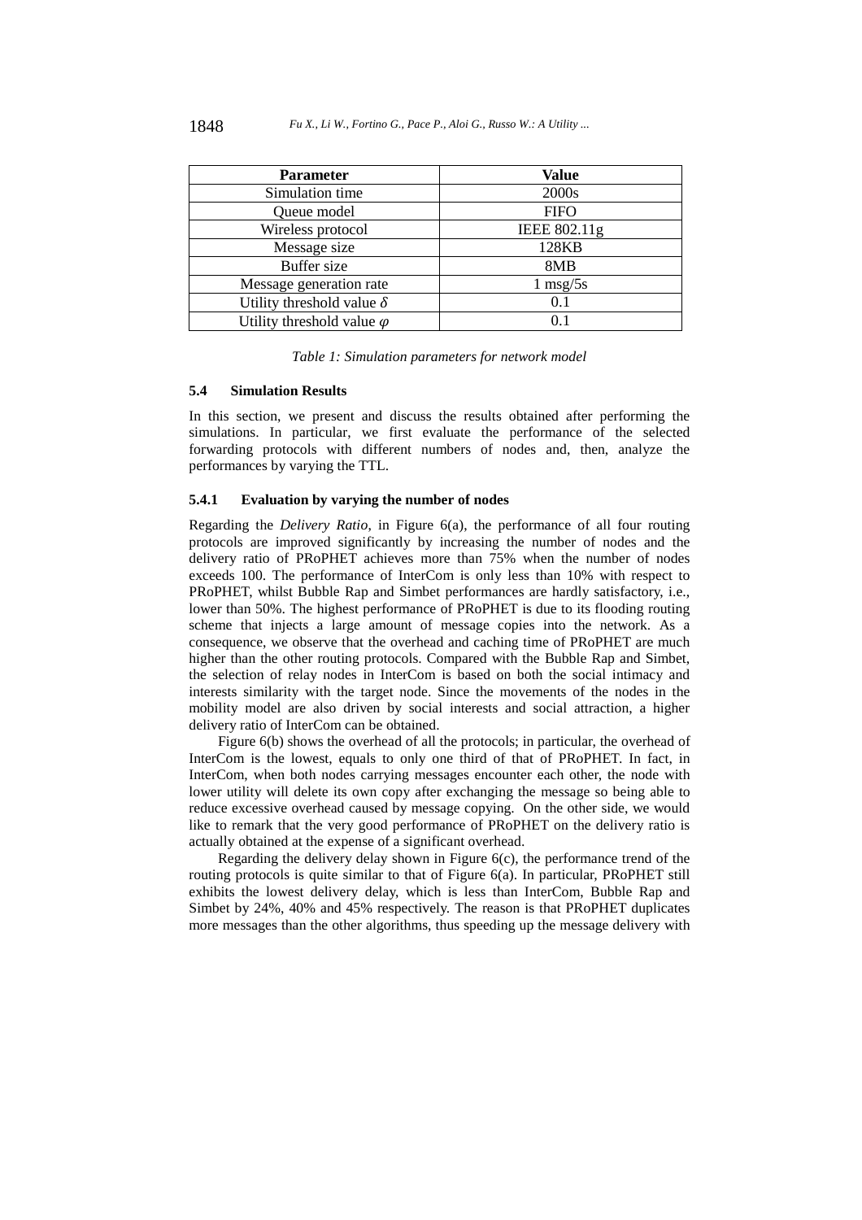| Parameter | Value |
|---|---|
| Simulation time | 2000s |
| Queue model | FIFO |
| Wireless protocol | IEEE 802.11g |
| Message size | 128KB |
| Buffer size | 8MB |
| Message generation rate | 1 msg/5s |
| Utility threshold value $\delta$ | 0.1 |
| Utility threshold value $\varphi$ | 0.1 |

*Table 1: Simulation parameters for network model*

### 5.4 Simulation Results

In this section, we present and discuss the results obtained after performing the simulations. In particular, we first evaluate the performance of the selected forwarding protocols with different numbers of nodes and, then, analyze the performances by varying the TTL.

#### 5.4.1 Evaluation by varying the number of nodes

Regarding the *Delivery Ratio*, in Figure 6(a), the performance of all four routing protocols are improved significantly by increasing the number of nodes and the delivery ratio of PRoPHET achieves more than 75% when the number of nodes exceeds 100. The performance of InterCom is only less than 10% with respect to PRoPHET, whilst Bubble Rap and Simbet performances are hardly satisfactory, i.e., lower than 50%. The highest performance of PRoPHET is due to its flooding routing scheme that injects a large amount of message copies into the network. As a consequence, we observe that the overhead and caching time of PRoPHET are much higher than the other routing protocols. Compared with the Bubble Rap and Simbet, the selection of relay nodes in InterCom is based on both the social intimacy and interests similarity with the target node. Since the movements of the nodes in the mobility model are also driven by social interests and social attraction, a higher delivery ratio of InterCom can be obtained.

Figure 6(b) shows the overhead of all the protocols; in particular, the overhead of InterCom is the lowest, equals to only one third of that of PRoPHET. In fact, in InterCom, when both nodes carrying messages encounter each other, the node with lower utility will delete its own copy after exchanging the message so being able to reduce excessive overhead caused by message copying. On the other side, we would like to remark that the very good performance of PRoPHET on the delivery ratio is actually obtained at the expense of a significant overhead.

Regarding the delivery delay shown in Figure 6(c), the performance trend of the routing protocols is quite similar to that of Figure 6(a). In particular, PRoPHET still exhibits the lowest delivery delay, which is less than InterCom, Bubble Rap and Simbet by 24%, 40% and 45% respectively. The reason is that PRoPHET duplicates more messages than the other algorithms, thus speeding up the message delivery with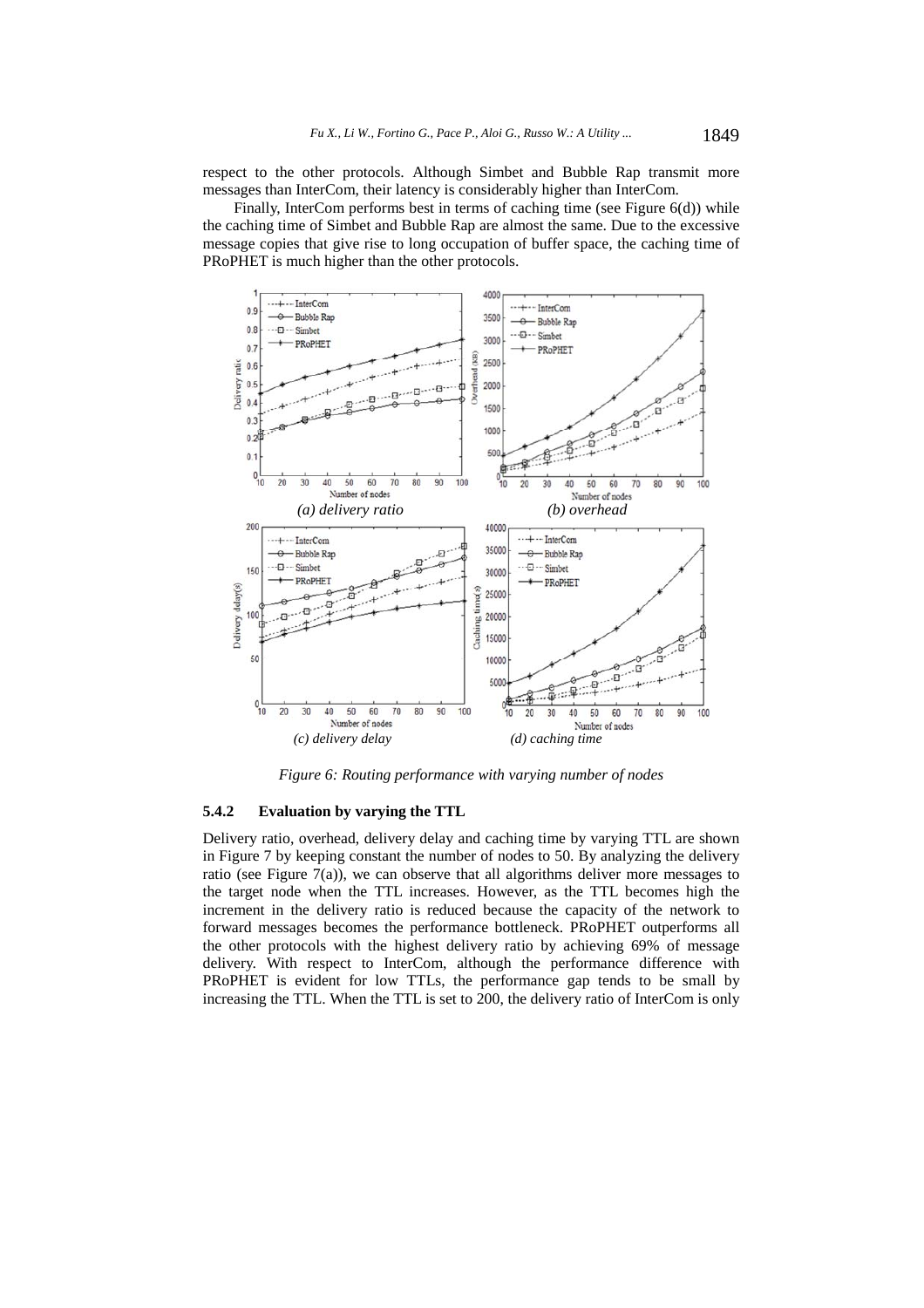respect to the other protocols. Although Simbet and Bubble Rap transmit more messages than InterCom, their latency is considerably higher than InterCom.

Finally, InterCom performs best in terms of caching time (see Figure 6(d)) while the caching time of Simbet and Bubble Rap are almost the same. Due to the excessive message copies that give rise to long occupation of buffer space, the caching time of PRoPHET is much higher than the other protocols.

*(a) delivery ratio* *(b) overhead*

*(c) delivery delay* *(d) caching time*

*Figure 6: Routing performance with varying number of nodes*

### 5.4.2 Evaluation by varying the TTL

Delivery ratio, overhead, delivery delay and caching time by varying TTL are shown in Figure 7 by keeping constant the number of nodes to 50. By analyzing the delivery ratio (see Figure 7(a)), we can observe that all algorithms deliver more messages to the target node when the TTL increases. However, as the TTL becomes high the increment in the delivery ratio is reduced because the capacity of the network to forward messages becomes the performance bottleneck. PRoPHET outperforms all the other protocols with the highest delivery ratio by achieving 69% of message delivery. With respect to InterCom, although the performance difference with PRoPHET is evident for low TTLs, the performance gap tends to be small by increasing the TTL. When the TTL is set to 200, the delivery ratio of InterCom is only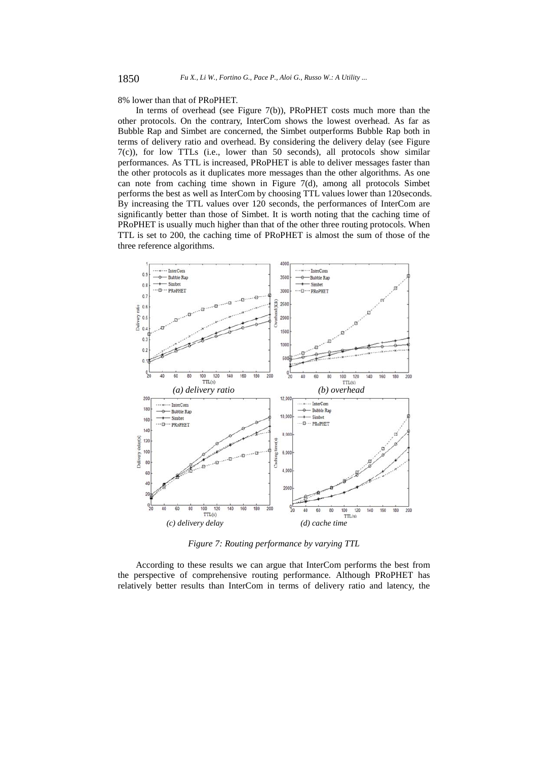8% lower than that of PRoPHET.

In terms of overhead (see Figure 7(b)), PRoPHET costs much more than the other protocols. On the contrary, InterCom shows the lowest overhead. As far as Bubble Rap and Simbet are concerned, the Simbet outperforms Bubble Rap both in terms of delivery ratio and overhead. By considering the delivery delay (see Figure 7(c)), for low TTLs (i.e., lower than 50 seconds), all protocols show similar performances. As TTL is increased, PRoPHET is able to deliver messages faster than the other protocols as it duplicates more messages than the other algorithms. As one can note from caching time shown in Figure 7(d), among all protocols Simbet performs the best as well as InterCom by choosing TTL values lower than 120seconds. By increasing the TTL values over 120 seconds, the performances of InterCom are significantly better than those of Simbet. It is worth noting that the caching time of PRoPHET is usually much higher than that of the other three routing protocols. When TTL is set to 200, the caching time of PRoPHET is almost the sum of those of the three reference algorithms.

*(a) delivery ratio* *(b) overhead*

*(c) delivery delay* *(d) cache time*

*Figure 7: Routing performance by varying TTL*

According to these results we can argue that InterCom performs the best from the perspective of comprehensive routing performance. Although PRoPHET has relatively better results than InterCom in terms of delivery ratio and latency, the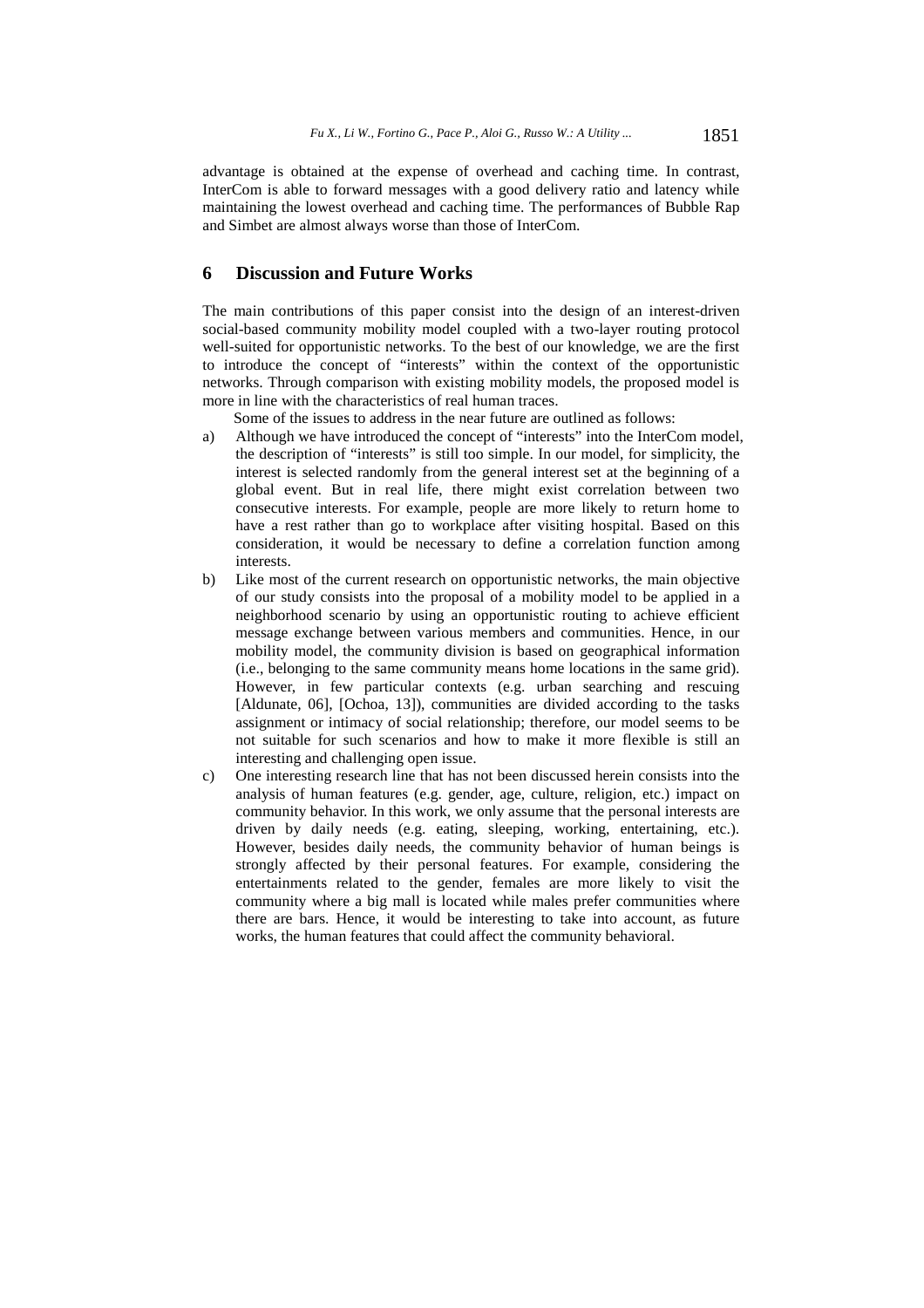advantage is obtained at the expense of overhead and caching time. In contrast, InterCom is able to forward messages with a good delivery ratio and latency while maintaining the lowest overhead and caching time. The performances of Bubble Rap and Simbet are almost always worse than those of InterCom.

## 6 Discussion and Future Works

The main contributions of this paper consist into the design of an interest-driven social-based community mobility model coupled with a two-layer routing protocol well-suited for opportunistic networks. To the best of our knowledge, we are the first to introduce the concept of "interests" within the context of the opportunistic networks. Through comparison with existing mobility models, the proposed model is more in line with the characteristics of real human traces.

Some of the issues to address in the near future are outlined as follows:

a) Although we have introduced the concept of "interests" into the InterCom model, the description of "interests" is still too simple. In our model, for simplicity, the interest is selected randomly from the general interest set at the beginning of a global event. But in real life, there might exist correlation between two consecutive interests. For example, people are more likely to return home to have a rest rather than go to workplace after visiting hospital. Based on this consideration, it would be necessary to define a correlation function among interests.

b) Like most of the current research on opportunistic networks, the main objective of our study consists into the proposal of a mobility model to be applied in a neighborhood scenario by using an opportunistic routing to achieve efficient message exchange between various members and communities. Hence, in our mobility model, the community division is based on geographical information (i.e., belonging to the same community means home locations in the same grid). However, in few particular contexts (e.g. urban searching and rescuing [Aldunate, 06], [Ochoa, 13]), communities are divided according to the tasks assignment or intimacy of social relationship; therefore, our model seems to be not suitable for such scenarios and how to make it more flexible is still an interesting and challenging open issue.

c) One interesting research line that has not been discussed herein consists into the analysis of human features (e.g. gender, age, culture, religion, etc.) impact on community behavior. In this work, we only assume that the personal interests are driven by daily needs (e.g. eating, sleeping, working, entertaining, etc.). However, besides daily needs, the community behavior of human beings is strongly affected by their personal features. For example, considering the entertainments related to the gender, females are more likely to visit the community where a big mall is located while males prefer communities where there are bars. Hence, it would be interesting to take into account, as future works, the human features that could affect the community behavioral.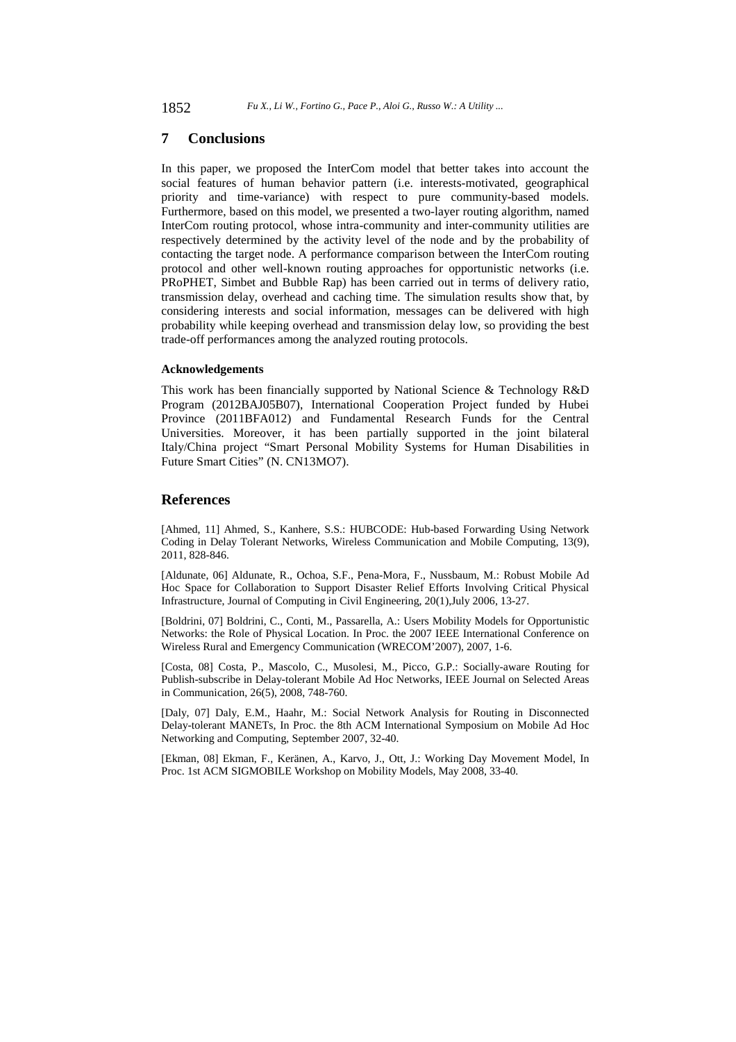## 7 Conclusions

In this paper, we proposed the InterCom model that better takes into account the social features of human behavior pattern (i.e. interests-motivated, geographical priority and time-variance) with respect to pure community-based models. Furthermore, based on this model, we presented a two-layer routing algorithm, named InterCom routing protocol, whose intra-community and inter-community utilities are respectively determined by the activity level of the node and by the probability of contacting the target node. A performance comparison between the InterCom routing protocol and other well-known routing approaches for opportunistic networks (i.e. PRoPHET, Simbet and Bubble Rap) has been carried out in terms of delivery ratio, transmission delay, overhead and caching time. The simulation results show that, by considering interests and social information, messages can be delivered with high probability while keeping overhead and transmission delay low, so providing the best trade-off performances among the analyzed routing protocols.

#### Acknowledgements

This work has been financially supported by National Science & Technology R&D Program (2012BAJ05B07), International Cooperation Project funded by Hubei Province (2011BFA012) and Fundamental Research Funds for the Central Universities. Moreover, it has been partially supported in the joint bilateral Italy/China project "Smart Personal Mobility Systems for Human Disabilities in Future Smart Cities" (N. CN13MO7).

## References

[Ahmed, 11] Ahmed, S., Kanhere, S.S.: HUBCODE: Hub-based Forwarding Using Network Coding in Delay Tolerant Networks, Wireless Communication and Mobile Computing, 13(9), 2011, 828-846.

[Aldunate, 06] Aldunate, R., Ochoa, S.F., Pena-Mora, F., Nussbaum, M.: Robust Mobile Ad Hoc Space for Collaboration to Support Disaster Relief Efforts Involving Critical Physical Infrastructure, Journal of Computing in Civil Engineering, 20(1),July 2006, 13-27.

[Boldrini, 07] Boldrini, C., Conti, M., Passarella, A.: Users Mobility Models for Opportunistic Networks: the Role of Physical Location. In Proc. the 2007 IEEE International Conference on Wireless Rural and Emergency Communication (WRECOM'2007), 2007, 1-6.

[Costa, 08] Costa, P., Mascolo, C., Musolesi, M., Picco, G.P.: Socially-aware Routing for Publish-subscribe in Delay-tolerant Mobile Ad Hoc Networks, IEEE Journal on Selected Areas in Communication, 26(5), 2008, 748-760.

[Daly, 07] Daly, E.M., Haahr, M.: Social Network Analysis for Routing in Disconnected Delay-tolerant MANETs, In Proc. the 8th ACM International Symposium on Mobile Ad Hoc Networking and Computing, September 2007, 32-40.

[Ekman, 08] Ekman, F., Keränen, A., Karvo, J., Ott, J.: Working Day Movement Model, In Proc. 1st ACM SIGMOBILE Workshop on Mobility Models, May 2008, 33-40.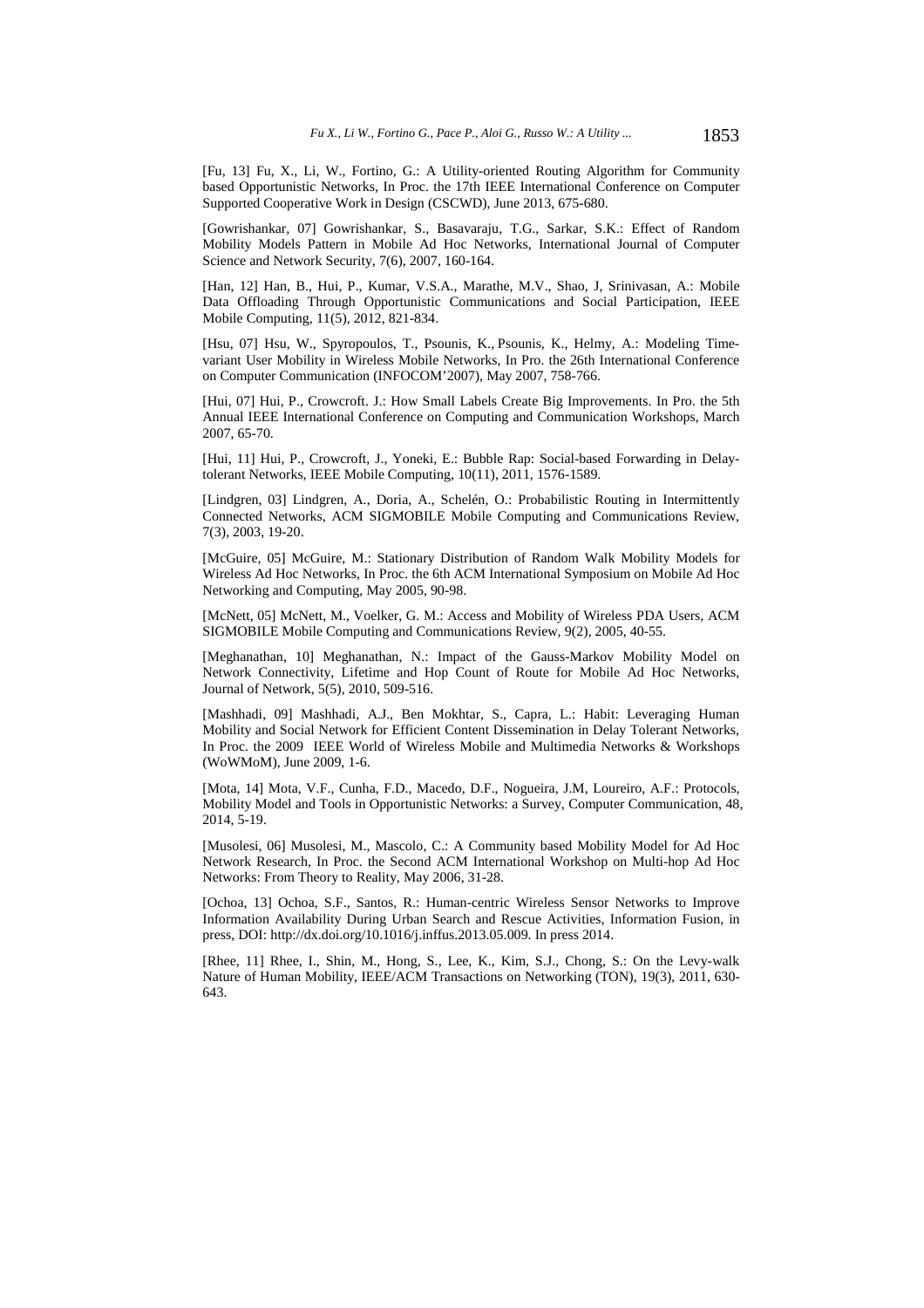[Fu, 13] Fu, X., Li, W., Fortino, G.: A Utility-oriented Routing Algorithm for Community based Opportunistic Networks, In Proc. the 17th IEEE International Conference on Computer Supported Cooperative Work in Design (CSCWD), June 2013, 675-680.

[Gowrishankar, 07] Gowrishankar, S., Basavaraju, T.G., Sarkar, S.K.: Effect of Random Mobility Models Pattern in Mobile Ad Hoc Networks, International Journal of Computer Science and Network Security, 7(6), 2007, 160-164.

[Han, 12] Han, B., Hui, P., Kumar, V.S.A., Marathe, M.V., Shao, J, Srinivasan, A.: Mobile Data Offloading Through Opportunistic Communications and Social Participation, IEEE Mobile Computing, 11(5), 2012, 821-834.

[Hsu, 07] Hsu, W., Spyropoulos, T., Psounis, K., Psounis, K., Helmy, A.: Modeling Time-variant User Mobility in Wireless Mobile Networks, In Pro. the 26th International Conference on Computer Communication (INFOCOM'2007), May 2007, 758-766.

[Hui, 07] Hui, P., Crowcroft. J.: How Small Labels Create Big Improvements. In Pro. the 5th Annual IEEE International Conference on Computing and Communication Workshops, March 2007, 65-70.

[Hui, 11] Hui, P., Crowcroft, J., Yoneki, E.: Bubble Rap: Social-based Forwarding in Delay-tolerant Networks, IEEE Mobile Computing, 10(11), 2011, 1576-1589.

[Lindgren, 03] Lindgren, A., Doria, A., Schelén, O.: Probabilistic Routing in Intermittently Connected Networks, ACM SIGMOBILE Mobile Computing and Communications Review, 7(3), 2003, 19-20.

[McGuire, 05] McGuire, M.: Stationary Distribution of Random Walk Mobility Models for Wireless Ad Hoc Networks, In Proc. the 6th ACM International Symposium on Mobile Ad Hoc Networking and Computing, May 2005, 90-98.

[McNett, 05] McNett, M., Voelker, G. M.: Access and Mobility of Wireless PDA Users, ACM SIGMOBILE Mobile Computing and Communications Review, 9(2), 2005, 40-55.

[Meghanathan, 10] Meghanathan, N.: Impact of the Gauss-Markov Mobility Model on Network Connectivity, Lifetime and Hop Count of Route for Mobile Ad Hoc Networks, Journal of Network, 5(5), 2010, 509-516.

[Mashhadi, 09] Mashhadi, A.J., Ben Mokhtar, S., Capra, L.: Habit: Leveraging Human Mobility and Social Network for Efficient Content Dissemination in Delay Tolerant Networks, In Proc. the 2009 IEEE World of Wireless Mobile and Multimedia Networks & Workshops (WoWMoM), June 2009, 1-6.

[Mota, 14] Mota, V.F., Cunha, F.D., Macedo, D.F., Nogueira, J.M, Loureiro, A.F.: Protocols, Mobility Model and Tools in Opportunistic Networks: a Survey, Computer Communication, 48, 2014, 5-19.

[Musolesi, 06] Musolesi, M., Mascolo, C.: A Community based Mobility Model for Ad Hoc Network Research, In Proc. the Second ACM International Workshop on Multi-hop Ad Hoc Networks: From Theory to Reality, May 2006, 31-28.

[Ochoa, 13] Ochoa, S.F., Santos, R.: Human-centric Wireless Sensor Networks to Improve Information Availability During Urban Search and Rescue Activities, Information Fusion, in press, DOI: http://dx.doi.org/10.1016/j.inffus.2013.05.009. In press 2014.

[Rhee, 11] Rhee, I., Shin, M., Hong, S., Lee, K., Kim, S.J., Chong, S.: On the Levy-walk Nature of Human Mobility, IEEE/ACM Transactions on Networking (TON), 19(3), 2011, 630-643.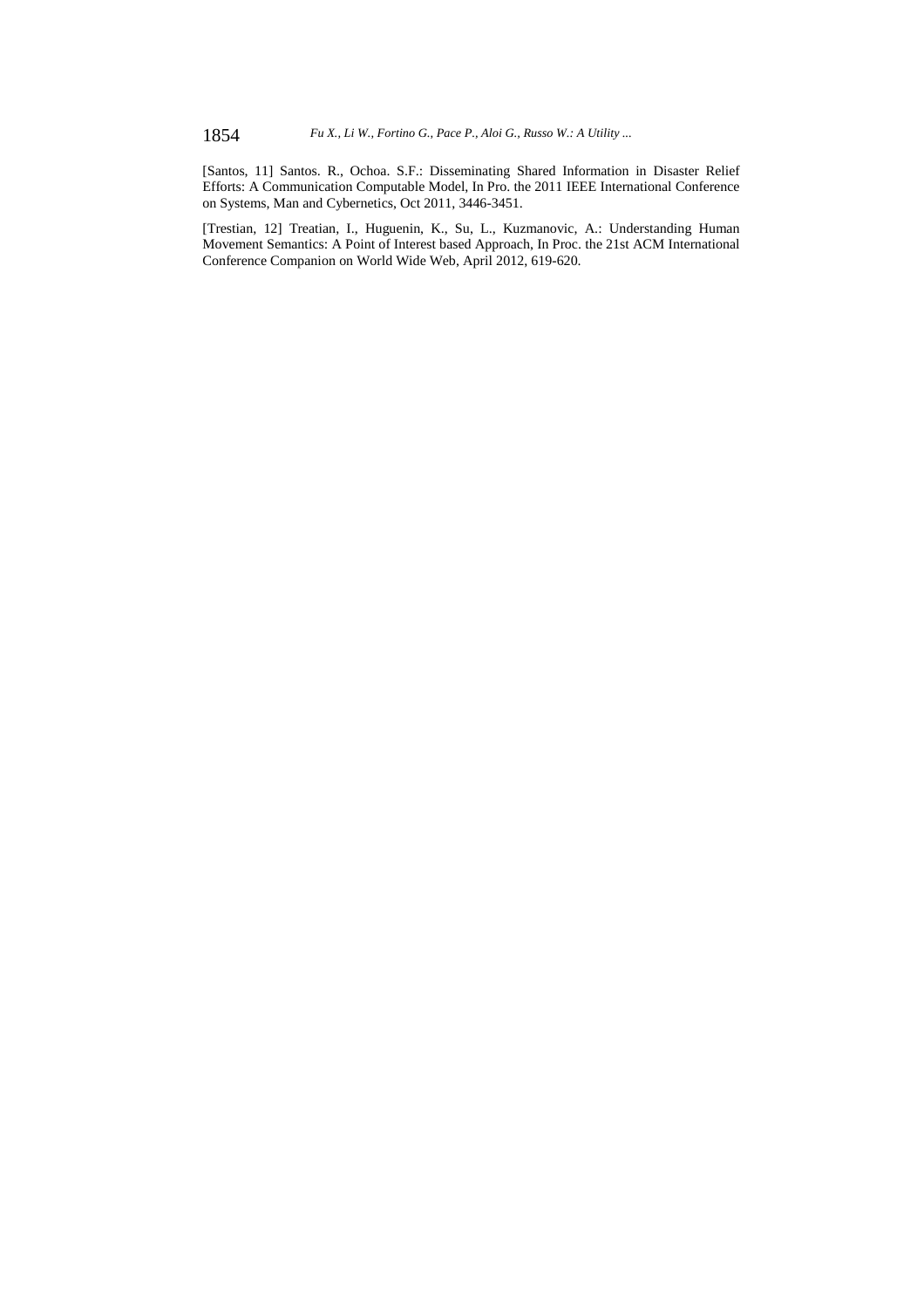[Santos, 11] Santos. R., Ochoa. S.F.: Disseminating Shared Information in Disaster Relief Efforts: A Communication Computable Model, In Pro. the 2011 IEEE International Conference on Systems, Man and Cybernetics, Oct 2011, 3446-3451.

[Trestian, 12] Treatian, I., Huguenin, K., Su, L., Kuzmanovic, A.: Understanding Human Movement Semantics: A Point of Interest based Approach, In Proc. the 21st ACM International Conference Companion on World Wide Web, April 2012, 619-620.